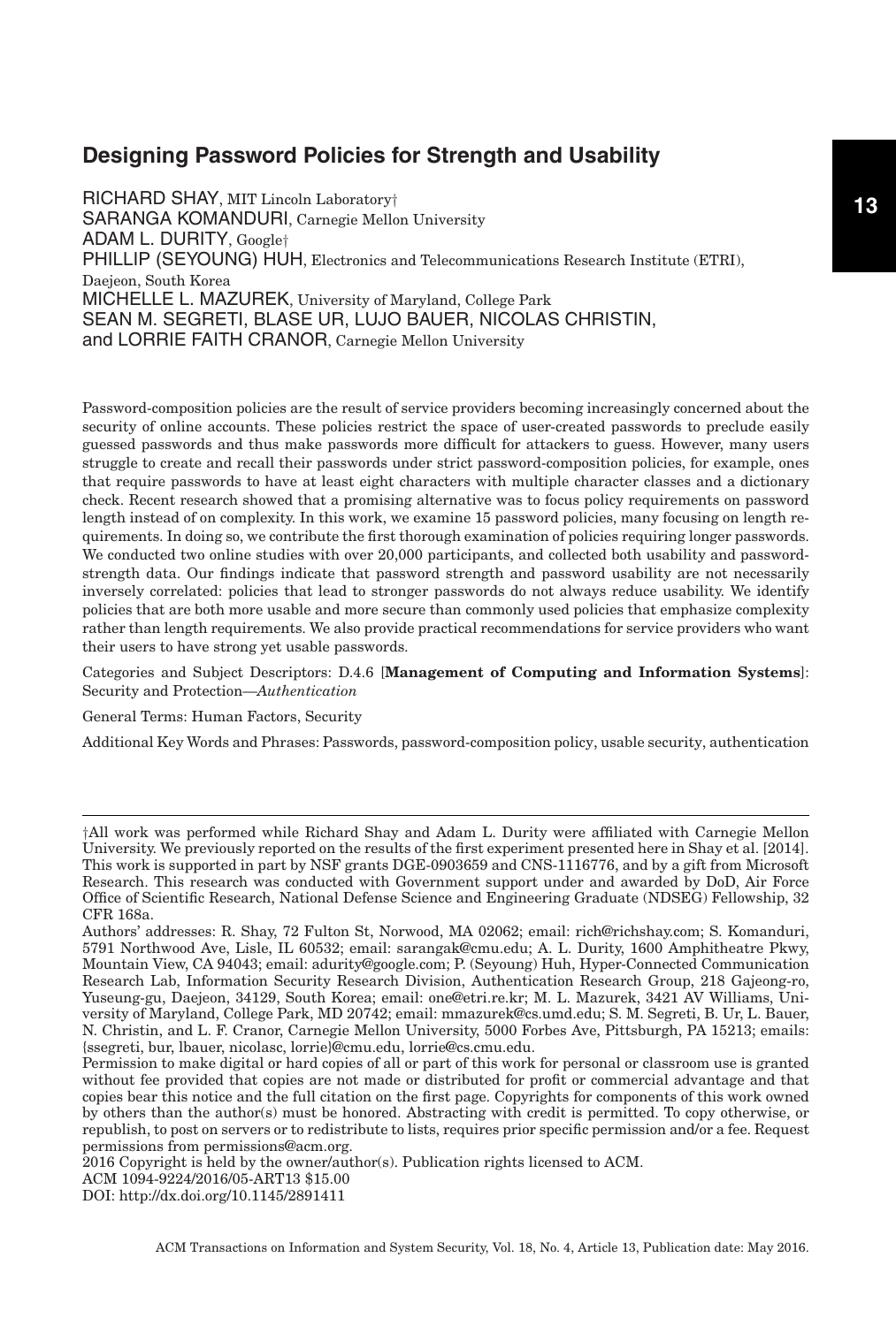# Designing Password Policies for Strength and Usability

RICHARD SHAY, MIT Lincoln Laboratory†
SARANGA KOMANDURI, Carnegie Mellon University
ADAM L. DURITY, Google†
PHILLIP (SEYOUNG) HUH, Electronics and Telecommunications Research Institute (ETRI), Daejeon, South Korea
MICHELLE L. MAZUREK, University of Maryland, College Park
SEAN M. SEGRETI, BLASE UR, LUJO BAUER, NICOLAS CHRISTIN, and LORRIE FAITH CRANOR, Carnegie Mellon University

Password-composition policies are the result of service providers becoming increasingly concerned about the security of online accounts. These policies restrict the space of user-created passwords to preclude easily guessed passwords and thus make passwords more difficult for attackers to guess. However, many users struggle to create and recall their passwords under strict password-composition policies, for example, ones that require passwords to have at least eight characters with multiple character classes and a dictionary check. Recent research showed that a promising alternative was to focus policy requirements on password length instead of on complexity. In this work, we examine 15 password policies, many focusing on length requirements. In doing so, we contribute the first thorough examination of policies requiring longer passwords. We conducted two online studies with over 20,000 participants, and collected both usability and password-strength data. Our findings indicate that password strength and password usability are not necessarily inversely correlated: policies that lead to stronger passwords do not always reduce usability. We identify policies that are both more usable and more secure than commonly used policies that emphasize complexity rather than length requirements. We also provide practical recommendations for service providers who want their users to have strong yet usable passwords.

Categories and Subject Descriptors: D.4.6 [**Management of Computing and Information Systems**]: Security and Protection—*Authentication*

General Terms: Human Factors, Security

Additional Key Words and Phrases: Passwords, password-composition policy, usable security, authentication

---

†All work was performed while Richard Shay and Adam L. Durity were affiliated with Carnegie Mellon University. We previously reported on the results of the first experiment presented here in Shay et al. [2014]. This work is supported in part by NSF grants DGE-0903659 and CNS-1116776, and by a gift from Microsoft Research. This research was conducted with Government support under and awarded by DoD, Air Force Office of Scientific Research, National Defense Science and Engineering Graduate (NDSEG) Fellowship, 32 CFR 168a.

Authors' addresses: R. Shay, 72 Fulton St, Norwood, MA 02062; email: rich@richshay.com; S. Komanduri, 5791 Northwood Ave, Lisle, IL 60532; email: sarangak@cmu.edu; A. L. Durity, 1600 Amphitheatre Pkwy, Mountain View, CA 94043; email: adurity@google.com; P. (Seyoung) Huh, Hyper-Connected Communication Research Lab, Information Security Research Division, Authentication Research Group, 218 Gajeong-ro, Yuseung-gu, Daejeon, 34129, South Korea; email: one@etri.re.kr; M. L. Mazurek, 3421 AV Williams, University of Maryland, College Park, MD 20742; email: mmazurek@cs.umd.edu; S. M. Segreti, B. Ur, L. Bauer, N. Christin, and L. F. Cranor, Carnegie Mellon University, 5000 Forbes Ave, Pittsburgh, PA 15213; emails: {ssegreti, bur, lbauer, nicolasc, lorrie}@cmu.edu, lorrie@cs.cmu.edu.

Permission to make digital or hard copies of all or part of this work for personal or classroom use is granted without fee provided that copies are not made or distributed for profit or commercial advantage and that copies bear this notice and the full citation on the first page. Copyrights for components of this work owned by others than the author(s) must be honored. Abstracting with credit is permitted. To copy otherwise, or republish, to post on servers or to redistribute to lists, requires prior specific permission and/or a fee. Request permissions from permissions@acm.org.

2016 Copyright is held by the owner/author(s). Publication rights licensed to ACM.

ACM 1094-9224/2016/05-ART13 $15.00

DOI: http://dx.doi.org/10.1145/2891411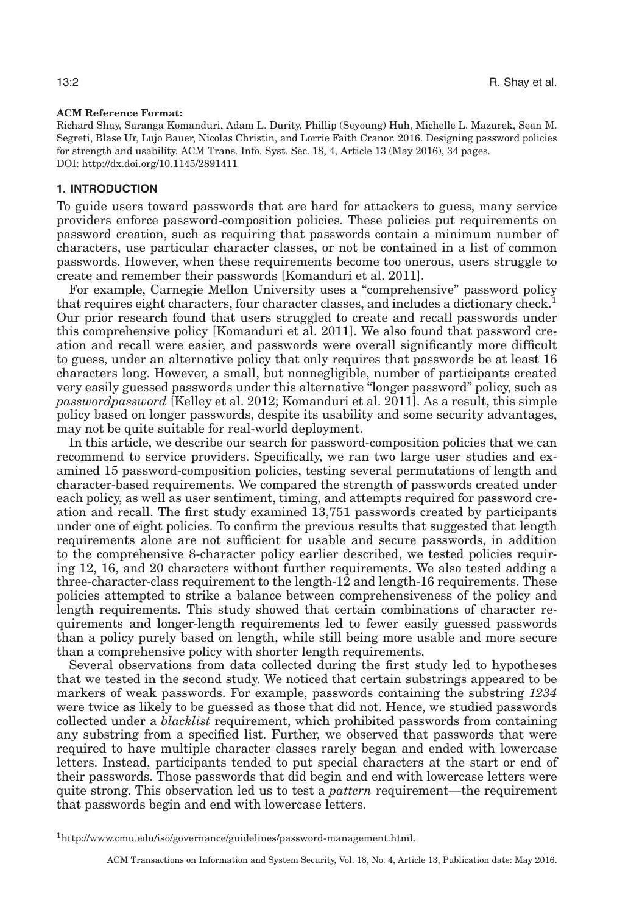**ACM Reference Format:**

Richard Shay, Saranga Komanduri, Adam L. Durity, Phillip (Seyoung) Huh, Michelle L. Mazurek, Sean M. Segreti, Blase Ur, Lujo Bauer, Nicolas Christin, and Lorrie Faith Cranor. 2016. Designing password policies for strength and usability. ACM Trans. Info. Syst. Sec. 18, 4, Article 13 (May 2016), 34 pages. DOI: http://dx.doi.org/10.1145/2891411

## 1. INTRODUCTION

To guide users toward passwords that are hard for attackers to guess, many service providers enforce password-composition policies. These policies put requirements on password creation, such as requiring that passwords contain a minimum number of characters, use particular character classes, or not be contained in a list of common passwords. However, when these requirements become too onerous, users struggle to create and remember their passwords [Komanduri et al. 2011].

For example, Carnegie Mellon University uses a "comprehensive" password policy that requires eight characters, four character classes, and includes a dictionary check.[1] Our prior research found that users struggled to create and recall passwords under this comprehensive policy [Komanduri et al. 2011]. We also found that password creation and recall were easier, and passwords were overall significantly more difficult to guess, under an alternative policy that only requires that passwords be at least 16 characters long. However, a small, but nonnegligible, number of participants created very easily guessed passwords under this alternative "longer password" policy, such as *passwordpassword* [Kelley et al. 2012; Komanduri et al. 2011]. As a result, this simple policy based on longer passwords, despite its usability and some security advantages, may not be quite suitable for real-world deployment.

In this article, we describe our search for password-composition policies that we can recommend to service providers. Specifically, we ran two large user studies and examined 15 password-composition policies, testing several permutations of length and character-based requirements. We compared the strength of passwords created under each policy, as well as user sentiment, timing, and attempts required for password creation and recall. The first study examined 13,751 passwords created by participants under one of eight policies. To confirm the previous results that suggested that length requirements alone are not sufficient for usable and secure passwords, in addition to the comprehensive 8-character policy earlier described, we tested policies requiring 12, 16, and 20 characters without further requirements. We also tested adding a three-character-class requirement to the length-12 and length-16 requirements. These policies attempted to strike a balance between comprehensiveness of the policy and length requirements. This study showed that certain combinations of character requirements and longer-length requirements led to fewer easily guessed passwords than a policy purely based on length, while still being more usable and more secure than a comprehensive policy with shorter length requirements.

Several observations from data collected during the first study led to hypotheses that we tested in the second study. We noticed that certain substrings appeared to be markers of weak passwords. For example, passwords containing the substring *1234* were twice as likely to be guessed as those that did not. Hence, we studied passwords collected under a *blacklist* requirement, which prohibited passwords from containing any substring from a specified list. Further, we observed that passwords that were required to have multiple character classes rarely began and ended with lowercase letters. Instead, participants tended to put special characters at the start or end of their passwords. Those passwords that did begin and end with lowercase letters were quite strong. This observation led us to test a *pattern* requirement—the requirement that passwords begin and end with lowercase letters.

[1] http://www.cmu.edu/iso/governance/guidelines/password-management.html.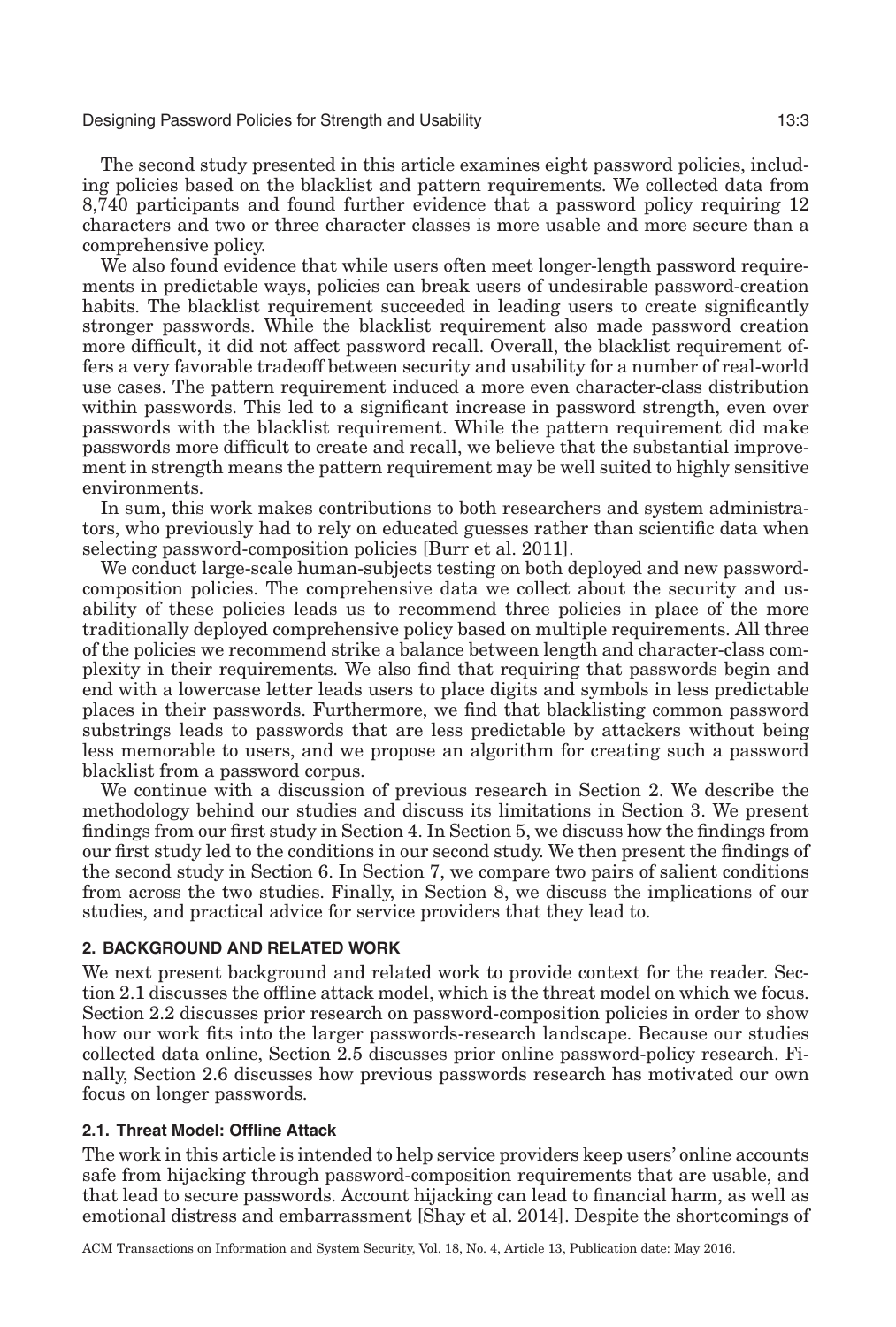The second study presented in this article examines eight password policies, including policies based on the blacklist and pattern requirements. We collected data from 8,740 participants and found further evidence that a password policy requiring 12 characters and two or three character classes is more usable and more secure than a comprehensive policy.

We also found evidence that while users often meet longer-length password requirements in predictable ways, policies can break users of undesirable password-creation habits. The blacklist requirement succeeded in leading users to create significantly stronger passwords. While the blacklist requirement also made password creation more difficult, it did not affect password recall. Overall, the blacklist requirement offers a very favorable tradeoff between security and usability for a number of real-world use cases. The pattern requirement induced a more even character-class distribution within passwords. This led to a significant increase in password strength, even over passwords with the blacklist requirement. While the pattern requirement did make passwords more difficult to create and recall, we believe that the substantial improvement in strength means the pattern requirement may be well suited to highly sensitive environments.

In sum, this work makes contributions to both researchers and system administrators, who previously had to rely on educated guesses rather than scientific data when selecting password-composition policies [Burr et al. 2011].

We conduct large-scale human-subjects testing on both deployed and new password-composition policies. The comprehensive data we collect about the security and usability of these policies leads us to recommend three policies in place of the more traditionally deployed comprehensive policy based on multiple requirements. All three of the policies we recommend strike a balance between length and character-class complexity in their requirements. We also find that requiring that passwords begin and end with a lowercase letter leads users to place digits and symbols in less predictable places in their passwords. Furthermore, we find that blacklisting common password substrings leads to passwords that are less predictable by attackers without being less memorable to users, and we propose an algorithm for creating such a password blacklist from a password corpus.

We continue with a discussion of previous research in Section 2. We describe the methodology behind our studies and discuss its limitations in Section 3. We present findings from our first study in Section 4. In Section 5, we discuss how the findings from our first study led to the conditions in our second study. We then present the findings of the second study in Section 6. In Section 7, we compare two pairs of salient conditions from across the two studies. Finally, in Section 8, we discuss the implications of our studies, and practical advice for service providers that they lead to.

## 2. BACKGROUND AND RELATED WORK

We next present background and related work to provide context for the reader. Section 2.1 discusses the offline attack model, which is the threat model on which we focus. Section 2.2 discusses prior research on password-composition policies in order to show how our work fits into the larger passwords-research landscape. Because our studies collected data online, Section 2.5 discusses prior online password-policy research. Finally, Section 2.6 discusses how previous passwords research has motivated our own focus on longer passwords.

### 2.1. Threat Model: Offline Attack

The work in this article is intended to help service providers keep users' online accounts safe from hijacking through password-composition requirements that are usable, and that lead to secure passwords. Account hijacking can lead to financial harm, as well as emotional distress and embarrassment [Shay et al. 2014]. Despite the shortcomings of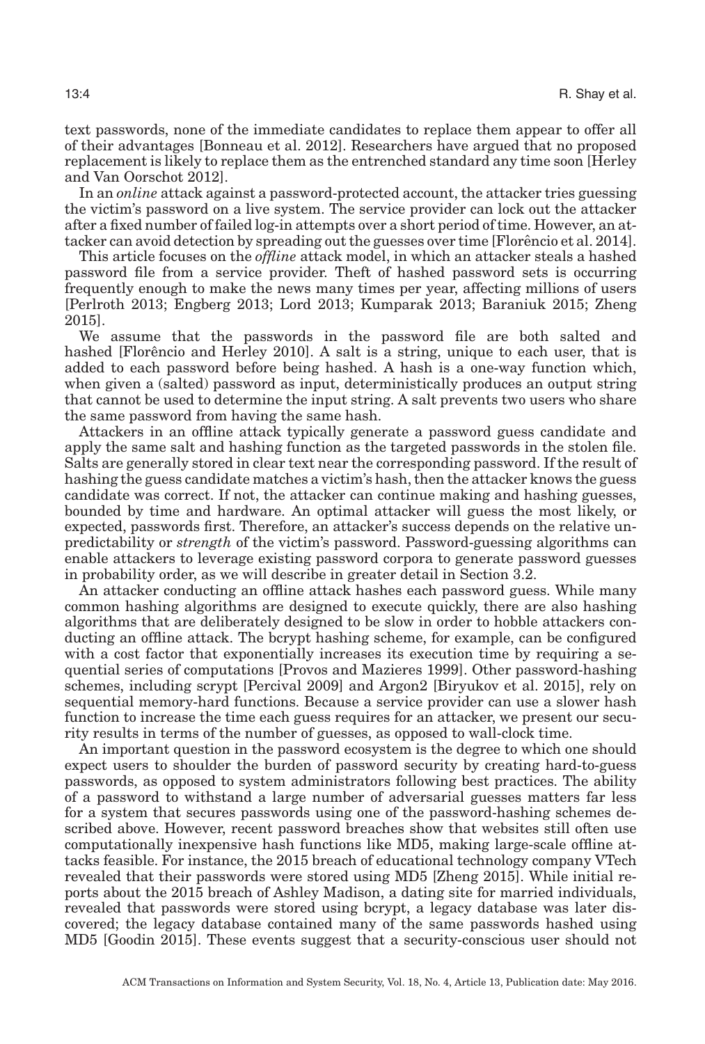text passwords, none of the immediate candidates to replace them appear to offer all of their advantages [Bonneau et al. 2012]. Researchers have argued that no proposed replacement is likely to replace them as the entrenched standard any time soon [Herley and Van Oorschot 2012].

In an *online* attack against a password-protected account, the attacker tries guessing the victim's password on a live system. The service provider can lock out the attacker after a fixed number of failed log-in attempts over a short period of time. However, an attacker can avoid detection by spreading out the guesses over time [Florêncio et al. 2014].

This article focuses on the *offline* attack model, in which an attacker steals a hashed password file from a service provider. Theft of hashed password sets is occurring frequently enough to make the news many times per year, affecting millions of users [Perlroth 2013; Engberg 2013; Lord 2013; Kumparak 2013; Baraniuk 2015; Zheng 2015].

We assume that the passwords in the password file are both salted and hashed [Florêncio and Herley 2010]. A salt is a string, unique to each user, that is added to each password before being hashed. A hash is a one-way function which, when given a (salted) password as input, deterministically produces an output string that cannot be used to determine the input string. A salt prevents two users who share the same password from having the same hash.

Attackers in an offline attack typically generate a password guess candidate and apply the same salt and hashing function as the targeted passwords in the stolen file. Salts are generally stored in clear text near the corresponding password. If the result of hashing the guess candidate matches a victim's hash, then the attacker knows the guess candidate was correct. If not, the attacker can continue making and hashing guesses, bounded by time and hardware. An optimal attacker will guess the most likely, or expected, passwords first. Therefore, an attacker's success depends on the relative unpredictability or *strength* of the victim's password. Password-guessing algorithms can enable attackers to leverage existing password corpora to generate password guesses in probability order, as we will describe in greater detail in Section 3.2.

An attacker conducting an offline attack hashes each password guess. While many common hashing algorithms are designed to execute quickly, there are also hashing algorithms that are deliberately designed to be slow in order to hobble attackers conducting an offline attack. The bcrypt hashing scheme, for example, can be configured with a cost factor that exponentially increases its execution time by requiring a sequential series of computations [Provos and Mazieres 1999]. Other password-hashing schemes, including scrypt [Percival 2009] and Argon2 [Biryukov et al. 2015], rely on sequential memory-hard functions. Because a service provider can use a slower hash function to increase the time each guess requires for an attacker, we present our security results in terms of the number of guesses, as opposed to wall-clock time.

An important question in the password ecosystem is the degree to which one should expect users to shoulder the burden of password security by creating hard-to-guess passwords, as opposed to system administrators following best practices. The ability of a password to withstand a large number of adversarial guesses matters far less for a system that secures passwords using one of the password-hashing schemes described above. However, recent password breaches show that websites still often use computationally inexpensive hash functions like MD5, making large-scale offline attacks feasible. For instance, the 2015 breach of educational technology company VTech revealed that their passwords were stored using MD5 [Zheng 2015]. While initial reports about the 2015 breach of Ashley Madison, a dating site for married individuals, revealed that passwords were stored using bcrypt, a legacy database was later discovered; the legacy database contained many of the same passwords hashed using MD5 [Goodin 2015]. These events suggest that a security-conscious user should not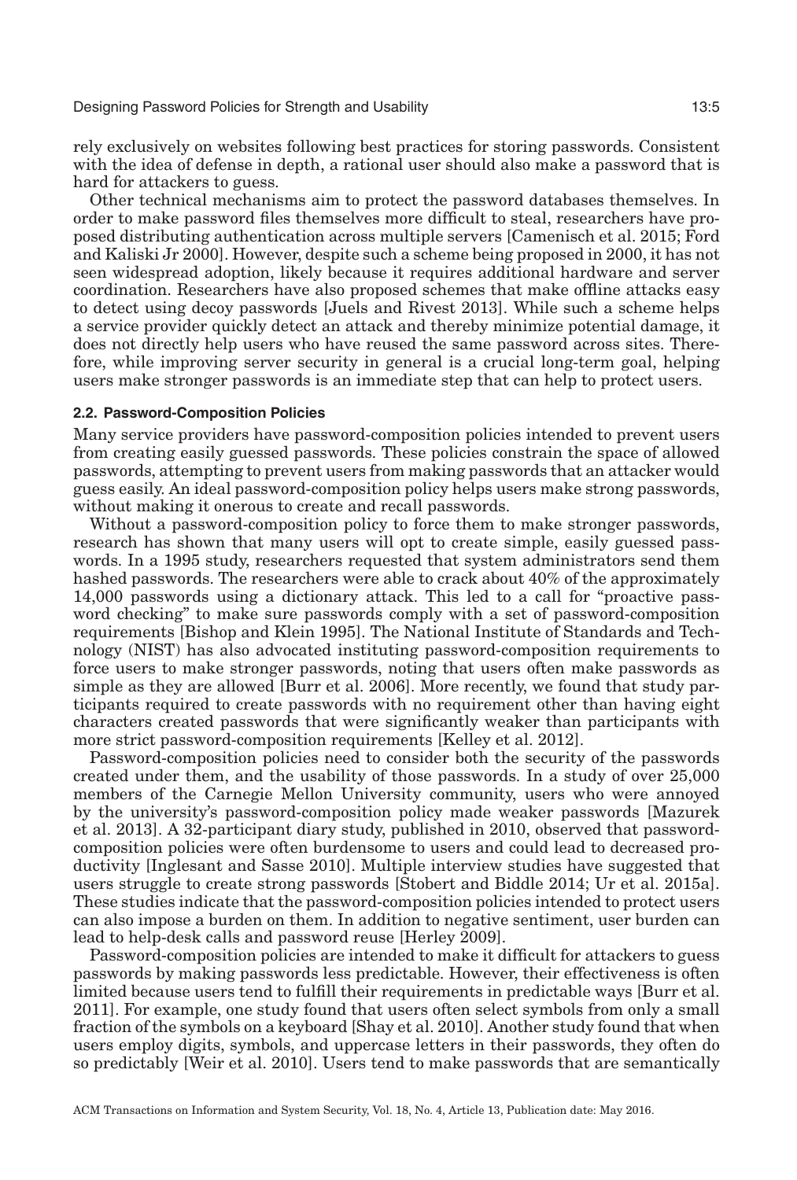rely exclusively on websites following best practices for storing passwords. Consistent with the idea of defense in depth, a rational user should also make a password that is hard for attackers to guess.

Other technical mechanisms aim to protect the password databases themselves. In order to make password files themselves more difficult to steal, researchers have proposed distributing authentication across multiple servers [Camenisch et al. 2015; Ford and Kaliski Jr 2000]. However, despite such a scheme being proposed in 2000, it has not seen widespread adoption, likely because it requires additional hardware and server coordination. Researchers have also proposed schemes that make offline attacks easy to detect using decoy passwords [Juels and Rivest 2013]. While such a scheme helps a service provider quickly detect an attack and thereby minimize potential damage, it does not directly help users who have reused the same password across sites. Therefore, while improving server security in general is a crucial long-term goal, helping users make stronger passwords is an immediate step that can help to protect users.

### 2.2. Password-Composition Policies

Many service providers have password-composition policies intended to prevent users from creating easily guessed passwords. These policies constrain the space of allowed passwords, attempting to prevent users from making passwords that an attacker would guess easily. An ideal password-composition policy helps users make strong passwords, without making it onerous to create and recall passwords.

Without a password-composition policy to force them to make stronger passwords, research has shown that many users will opt to create simple, easily guessed passwords. In a 1995 study, researchers requested that system administrators send them hashed passwords. The researchers were able to crack about 40% of the approximately 14,000 passwords using a dictionary attack. This led to a call for "proactive password checking" to make sure passwords comply with a set of password-composition requirements [Bishop and Klein 1995]. The National Institute of Standards and Technology (NIST) has also advocated instituting password-composition requirements to force users to make stronger passwords, noting that users often make passwords as simple as they are allowed [Burr et al. 2006]. More recently, we found that study participants required to create passwords with no requirement other than having eight characters created passwords that were significantly weaker than participants with more strict password-composition requirements [Kelley et al. 2012].

Password-composition policies need to consider both the security of the passwords created under them, and the usability of those passwords. In a study of over 25,000 members of the Carnegie Mellon University community, users who were annoyed by the university's password-composition policy made weaker passwords [Mazurek et al. 2013]. A 32-participant diary study, published in 2010, observed that password-composition policies were often burdensome to users and could lead to decreased productivity [Inglesant and Sasse 2010]. Multiple interview studies have suggested that users struggle to create strong passwords [Stobert and Biddle 2014; Ur et al. 2015a]. These studies indicate that the password-composition policies intended to protect users can also impose a burden on them. In addition to negative sentiment, user burden can lead to help-desk calls and password reuse [Herley 2009].

Password-composition policies are intended to make it difficult for attackers to guess passwords by making passwords less predictable. However, their effectiveness is often limited because users tend to fulfill their requirements in predictable ways [Burr et al. 2011]. For example, one study found that users often select symbols from only a small fraction of the symbols on a keyboard [Shay et al. 2010]. Another study found that when users employ digits, symbols, and uppercase letters in their passwords, they often do so predictably [Weir et al. 2010]. Users tend to make passwords that are semantically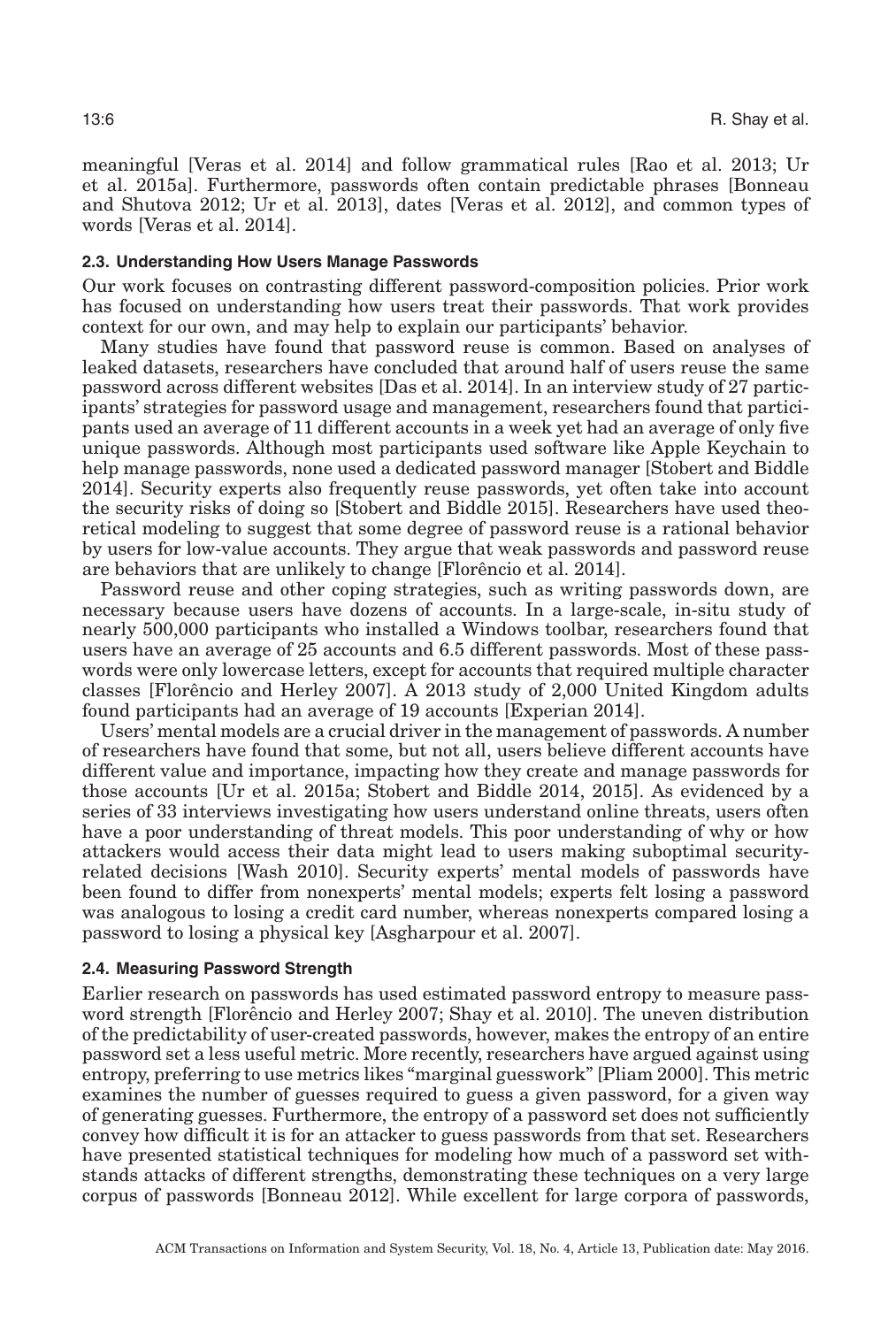meaningful [Veras et al. 2014] and follow grammatical rules [Rao et al. 2013; Ur et al. 2015a]. Furthermore, passwords often contain predictable phrases [Bonneau and Shutova 2012; Ur et al. 2013], dates [Veras et al. 2012], and common types of words [Veras et al. 2014].

### 2.3. Understanding How Users Manage Passwords

Our work focuses on contrasting different password-composition policies. Prior work has focused on understanding how users treat their passwords. That work provides context for our own, and may help to explain our participants' behavior.

Many studies have found that password reuse is common. Based on analyses of leaked datasets, researchers have concluded that around half of users reuse the same password across different websites [Das et al. 2014]. In an interview study of 27 participants' strategies for password usage and management, researchers found that participants used an average of 11 different accounts in a week yet had an average of only five unique passwords. Although most participants used software like Apple Keychain to help manage passwords, none used a dedicated password manager [Stobert and Biddle 2014]. Security experts also frequently reuse passwords, yet often take into account the security risks of doing so [Stobert and Biddle 2015]. Researchers have used theoretical modeling to suggest that some degree of password reuse is a rational behavior by users for low-value accounts. They argue that weak passwords and password reuse are behaviors that are unlikely to change [Florêncio et al. 2014].

Password reuse and other coping strategies, such as writing passwords down, are necessary because users have dozens of accounts. In a large-scale, in-situ study of nearly 500,000 participants who installed a Windows toolbar, researchers found that users have an average of 25 accounts and 6.5 different passwords. Most of these passwords were only lowercase letters, except for accounts that required multiple character classes [Florêncio and Herley 2007]. A 2013 study of 2,000 United Kingdom adults found participants had an average of 19 accounts [Experian 2014].

Users' mental models are a crucial driver in the management of passwords. A number of researchers have found that some, but not all, users believe different accounts have different value and importance, impacting how they create and manage passwords for those accounts [Ur et al. 2015a; Stobert and Biddle 2014, 2015]. As evidenced by a series of 33 interviews investigating how users understand online threats, users often have a poor understanding of threat models. This poor understanding of why or how attackers would access their data might lead to users making suboptimal security-related decisions [Wash 2010]. Security experts' mental models of passwords have been found to differ from nonexperts' mental models; experts felt losing a password was analogous to losing a credit card number, whereas nonexperts compared losing a password to losing a physical key [Asgharpour et al. 2007].

### 2.4. Measuring Password Strength

Earlier research on passwords has used estimated password entropy to measure password strength [Florêncio and Herley 2007; Shay et al. 2010]. The uneven distribution of the predictability of user-created passwords, however, makes the entropy of an entire password set a less useful metric. More recently, researchers have argued against using entropy, preferring to use metrics likes "marginal guesswork" [Pliam 2000]. This metric examines the number of guesses required to guess a given password, for a given way of generating guesses. Furthermore, the entropy of a password set does not sufficiently convey how difficult it is for an attacker to guess passwords from that set. Researchers have presented statistical techniques for modeling how much of a password set withstands attacks of different strengths, demonstrating these techniques on a very large corpus of passwords [Bonneau 2012]. While excellent for large corpora of passwords,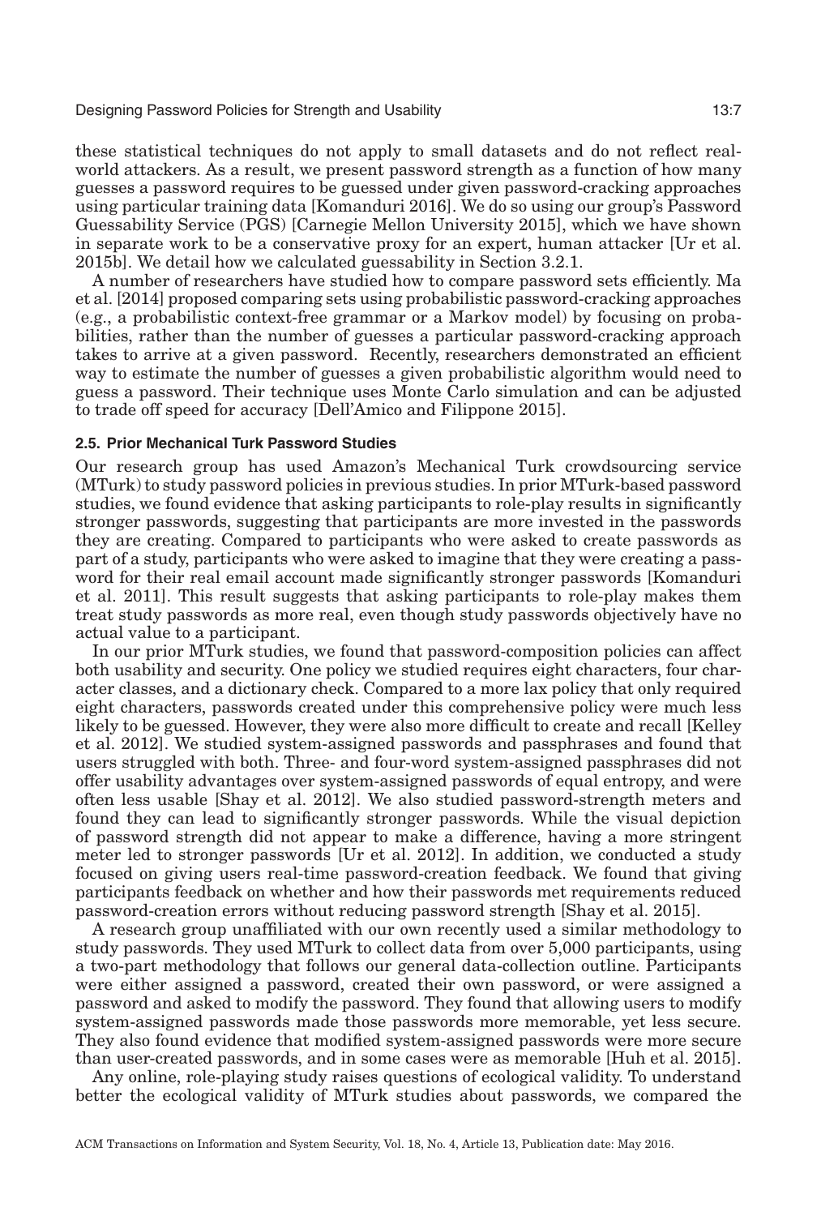these statistical techniques do not apply to small datasets and do not reflect real-world attackers. As a result, we present password strength as a function of how many guesses a password requires to be guessed under given password-cracking approaches using particular training data [Komanduri 2016]. We do so using our group's Password Guessability Service (PGS) [Carnegie Mellon University 2015], which we have shown in separate work to be a conservative proxy for an expert, human attacker [Ur et al. 2015b]. We detail how we calculated guessability in Section 3.2.1.

A number of researchers have studied how to compare password sets efficiently. Ma et al. [2014] proposed comparing sets using probabilistic password-cracking approaches (e.g., a probabilistic context-free grammar or a Markov model) by focusing on probabilities, rather than the number of guesses a particular password-cracking approach takes to arrive at a given password. Recently, researchers demonstrated an efficient way to estimate the number of guesses a given probabilistic algorithm would need to guess a password. Their technique uses Monte Carlo simulation and can be adjusted to trade off speed for accuracy [Dell'Amico and Filippone 2015].

### 2.5. Prior Mechanical Turk Password Studies

Our research group has used Amazon's Mechanical Turk crowdsourcing service (MTurk) to study password policies in previous studies. In prior MTurk-based password studies, we found evidence that asking participants to role-play results in significantly stronger passwords, suggesting that participants are more invested in the passwords they are creating. Compared to participants who were asked to create passwords as part of a study, participants who were asked to imagine that they were creating a password for their real email account made significantly stronger passwords [Komanduri et al. 2011]. This result suggests that asking participants to role-play makes them treat study passwords as more real, even though study passwords objectively have no actual value to a participant.

In our prior MTurk studies, we found that password-composition policies can affect both usability and security. One policy we studied requires eight characters, four character classes, and a dictionary check. Compared to a more lax policy that only required eight characters, passwords created under this comprehensive policy were much less likely to be guessed. However, they were also more difficult to create and recall [Kelley et al. 2012]. We studied system-assigned passwords and passphrases and found that users struggled with both. Three- and four-word system-assigned passphrases did not offer usability advantages over system-assigned passwords of equal entropy, and were often less usable [Shay et al. 2012]. We also studied password-strength meters and found they can lead to significantly stronger passwords. While the visual depiction of password strength did not appear to make a difference, having a more stringent meter led to stronger passwords [Ur et al. 2012]. In addition, we conducted a study focused on giving users real-time password-creation feedback. We found that giving participants feedback on whether and how their passwords met requirements reduced password-creation errors without reducing password strength [Shay et al. 2015].

A research group unaffiliated with our own recently used a similar methodology to study passwords. They used MTurk to collect data from over 5,000 participants, using a two-part methodology that follows our general data-collection outline. Participants were either assigned a password, created their own password, or were assigned a password and asked to modify the password. They found that allowing users to modify system-assigned passwords made those passwords more memorable, yet less secure. They also found evidence that modified system-assigned passwords were more secure than user-created passwords, and in some cases were as memorable [Huh et al. 2015].

Any online, role-playing study raises questions of ecological validity. To understand better the ecological validity of MTurk studies about passwords, we compared the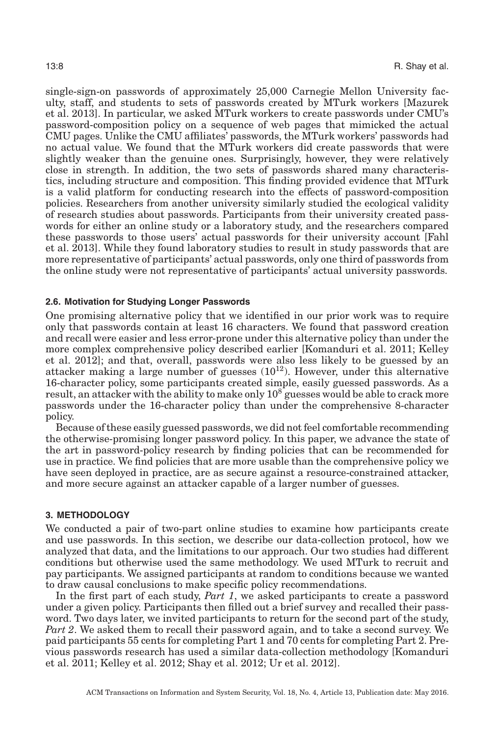single-sign-on passwords of approximately 25,000 Carnegie Mellon University faculty, staff, and students to sets of passwords created by MTurk workers [Mazurek et al. 2013]. In particular, we asked MTurk workers to create passwords under CMU's password-composition policy on a sequence of web pages that mimicked the actual CMU pages. Unlike the CMU affiliates' passwords, the MTurk workers' passwords had no actual value. We found that the MTurk workers did create passwords that were slightly weaker than the genuine ones. Surprisingly, however, they were relatively close in strength. In addition, the two sets of passwords shared many characteristics, including structure and composition. This finding provided evidence that MTurk is a valid platform for conducting research into the effects of password-composition policies. Researchers from another university similarly studied the ecological validity of research studies about passwords. Participants from their university created passwords for either an online study or a laboratory study, and the researchers compared these passwords to those users' actual passwords for their university account [Fahl et al. 2013]. While they found laboratory studies to result in study passwords that are more representative of participants' actual passwords, only one third of passwords from the online study were not representative of participants' actual university passwords.

### 2.6. Motivation for Studying Longer Passwords

One promising alternative policy that we identified in our prior work was to require only that passwords contain at least 16 characters. We found that password creation and recall were easier and less error-prone under this alternative policy than under the more complex comprehensive policy described earlier [Komanduri et al. 2011; Kelley et al. 2012]; and that, overall, passwords were also less likely to be guessed by an attacker making a large number of guesses ($10^{12}$). However, under this alternative 16-character policy, some participants created simple, easily guessed passwords. As a result, an attacker with the ability to make only $10^8$ guesses would be able to crack more passwords under the 16-character policy than under the comprehensive 8-character policy.

Because of these easily guessed passwords, we did not feel comfortable recommending the otherwise-promising longer password policy. In this paper, we advance the state of the art in password-policy research by finding policies that can be recommended for use in practice. We find policies that are more usable than the comprehensive policy we have seen deployed in practice, are as secure against a resource-constrained attacker, and more secure against an attacker capable of a larger number of guesses.

## 3. METHODOLOGY

We conducted a pair of two-part online studies to examine how participants create and use passwords. In this section, we describe our data-collection protocol, how we analyzed that data, and the limitations to our approach. Our two studies had different conditions but otherwise used the same methodology. We used MTurk to recruit and pay participants. We assigned participants at random to conditions because we wanted to draw causal conclusions to make specific policy recommendations.

In the first part of each study, *Part 1*, we asked participants to create a password under a given policy. Participants then filled out a brief survey and recalled their password. Two days later, we invited participants to return for the second part of the study, *Part 2*. We asked them to recall their password again, and to take a second survey. We paid participants 55 cents for completing Part 1 and 70 cents for completing Part 2. Previous passwords research has used a similar data-collection methodology [Komanduri et al. 2011; Kelley et al. 2012; Shay et al. 2012; Ur et al. 2012].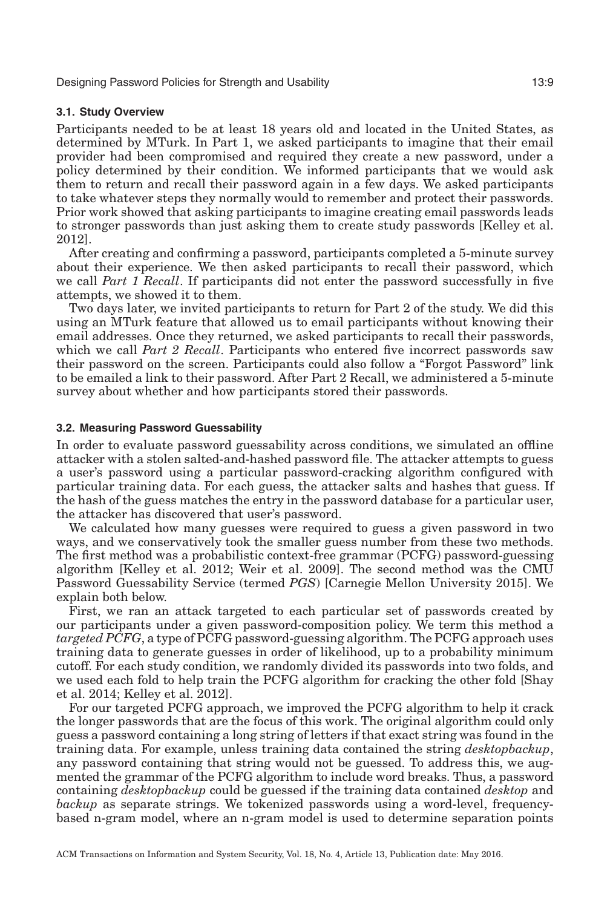### 3.1. Study Overview

Participants needed to be at least 18 years old and located in the United States, as determined by MTurk. In Part 1, we asked participants to imagine that their email provider had been compromised and required they create a new password, under a policy determined by their condition. We informed participants that we would ask them to return and recall their password again in a few days. We asked participants to take whatever steps they normally would to remember and protect their passwords. Prior work showed that asking participants to imagine creating email passwords leads to stronger passwords than just asking them to create study passwords [Kelley et al. 2012].

After creating and confirming a password, participants completed a 5-minute survey about their experience. We then asked participants to recall their password, which we call *Part 1 Recall*. If participants did not enter the password successfully in five attempts, we showed it to them.

Two days later, we invited participants to return for Part 2 of the study. We did this using an MTurk feature that allowed us to email participants without knowing their email addresses. Once they returned, we asked participants to recall their passwords, which we call *Part 2 Recall*. Participants who entered five incorrect passwords saw their password on the screen. Participants could also follow a "Forgot Password" link to be emailed a link to their password. After Part 2 Recall, we administered a 5-minute survey about whether and how participants stored their passwords.

### 3.2. Measuring Password Guessability

In order to evaluate password guessability across conditions, we simulated an offline attacker with a stolen salted-and-hashed password file. The attacker attempts to guess a user's password using a particular password-cracking algorithm configured with particular training data. For each guess, the attacker salts and hashes that guess. If the hash of the guess matches the entry in the password database for a particular user, the attacker has discovered that user's password.

We calculated how many guesses were required to guess a given password in two ways, and we conservatively took the smaller guess number from these two methods. The first method was a probabilistic context-free grammar (PCFG) password-guessing algorithm [Kelley et al. 2012; Weir et al. 2009]. The second method was the CMU Password Guessability Service (termed *PGS*) [Carnegie Mellon University 2015]. We explain both below.

First, we ran an attack targeted to each particular set of passwords created by our participants under a given password-composition policy. We term this method a *targeted PCFG*, a type of PCFG password-guessing algorithm. The PCFG approach uses training data to generate guesses in order of likelihood, up to a probability minimum cutoff. For each study condition, we randomly divided its passwords into two folds, and we used each fold to help train the PCFG algorithm for cracking the other fold [Shay et al. 2014; Kelley et al. 2012].

For our targeted PCFG approach, we improved the PCFG algorithm to help it crack the longer passwords that are the focus of this work. The original algorithm could only guess a password containing a long string of letters if that exact string was found in the training data. For example, unless training data contained the string *desktopbackup*, any password containing that string would not be guessed. To address this, we augmented the grammar of the PCFG algorithm to include word breaks. Thus, a password containing *desktopbackup* could be guessed if the training data contained *desktop* and *backup* as separate strings. We tokenized passwords using a word-level, frequency-based n-gram model, where an n-gram model is used to determine separation points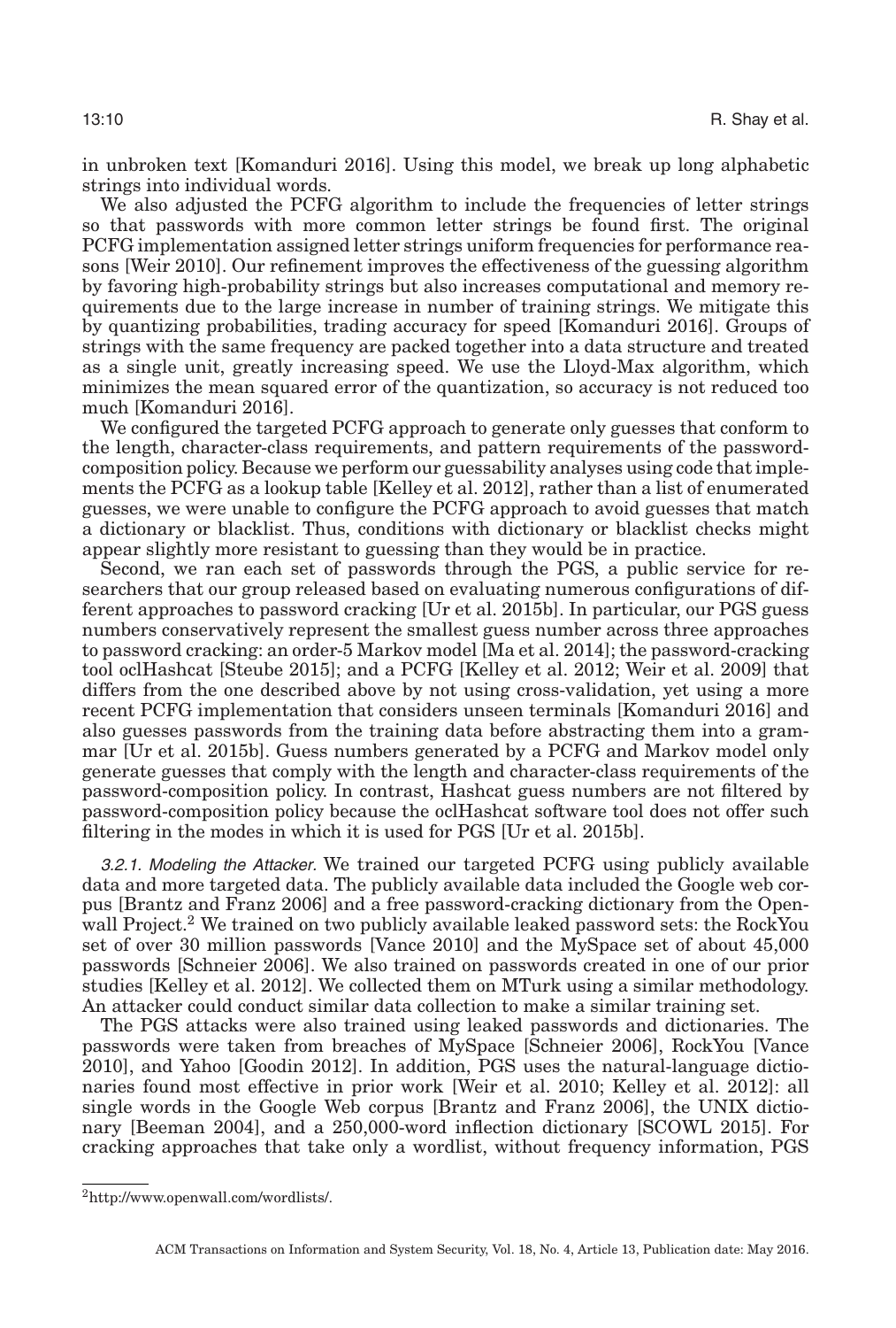in unbroken text [Komanduri 2016]. Using this model, we break up long alphabetic strings into individual words.

We also adjusted the PCFG algorithm to include the frequencies of letter strings so that passwords with more common letter strings be found first. The original PCFG implementation assigned letter strings uniform frequencies for performance reasons [Weir 2010]. Our refinement improves the effectiveness of the guessing algorithm by favoring high-probability strings but also increases computational and memory requirements due to the large increase in number of training strings. We mitigate this by quantizing probabilities, trading accuracy for speed [Komanduri 2016]. Groups of strings with the same frequency are packed together into a data structure and treated as a single unit, greatly increasing speed. We use the Lloyd-Max algorithm, which minimizes the mean squared error of the quantization, so accuracy is not reduced too much [Komanduri 2016].

We configured the targeted PCFG approach to generate only guesses that conform to the length, character-class requirements, and pattern requirements of the password-composition policy. Because we perform our guessability analyses using code that implements the PCFG as a lookup table [Kelley et al. 2012], rather than a list of enumerated guesses, we were unable to configure the PCFG approach to avoid guesses that match a dictionary or blacklist. Thus, conditions with dictionary or blacklist checks might appear slightly more resistant to guessing than they would be in practice.

Second, we ran each set of passwords through the PGS, a public service for researchers that our group released based on evaluating numerous configurations of different approaches to password cracking [Ur et al. 2015b]. In particular, our PGS guess numbers conservatively represent the smallest guess number across three approaches to password cracking: an order-5 Markov model [Ma et al. 2014]; the password-cracking tool oclHashcat [Steube 2015]; and a PCFG [Kelley et al. 2012; Weir et al. 2009] that differs from the one described above by not using cross-validation, yet using a more recent PCFG implementation that considers unseen terminals [Komanduri 2016] and also guesses passwords from the training data before abstracting them into a grammar [Ur et al. 2015b]. Guess numbers generated by a PCFG and Markov model only generate guesses that comply with the length and character-class requirements of the password-composition policy. In contrast, Hashcat guess numbers are not filtered by password-composition policy because the oclHashcat software tool does not offer such filtering in the modes in which it is used for PGS [Ur et al. 2015b].

#### 3.2.1. Modeling the Attacker.

We trained our targeted PCFG using publicly available data and more targeted data. The publicly available data included the Google web corpus [Brantz and Franz 2006] and a free password-cracking dictionary from the Openwall Project.[2] We trained on two publicly available leaked password sets: the RockYou set of over 30 million passwords [Vance 2010] and the MySpace set of about 45,000 passwords [Schneier 2006]. We also trained on passwords created in one of our prior studies [Kelley et al. 2012]. We collected them on MTurk using a similar methodology. An attacker could conduct similar data collection to make a similar training set.

The PGS attacks were also trained using leaked passwords and dictionaries. The passwords were taken from breaches of MySpace [Schneier 2006], RockYou [Vance 2010], and Yahoo [Goodin 2012]. In addition, PGS uses the natural-language dictionaries found most effective in prior work [Weir et al. 2010; Kelley et al. 2012]: all single words in the Google Web corpus [Brantz and Franz 2006], the UNIX dictionary [Beeman 2004], and a 250,000-word inflection dictionary [SCOWL 2015]. For cracking approaches that take only a wordlist, without frequency information, PGS

---

[2] http://www.openwall.com/wordlists/.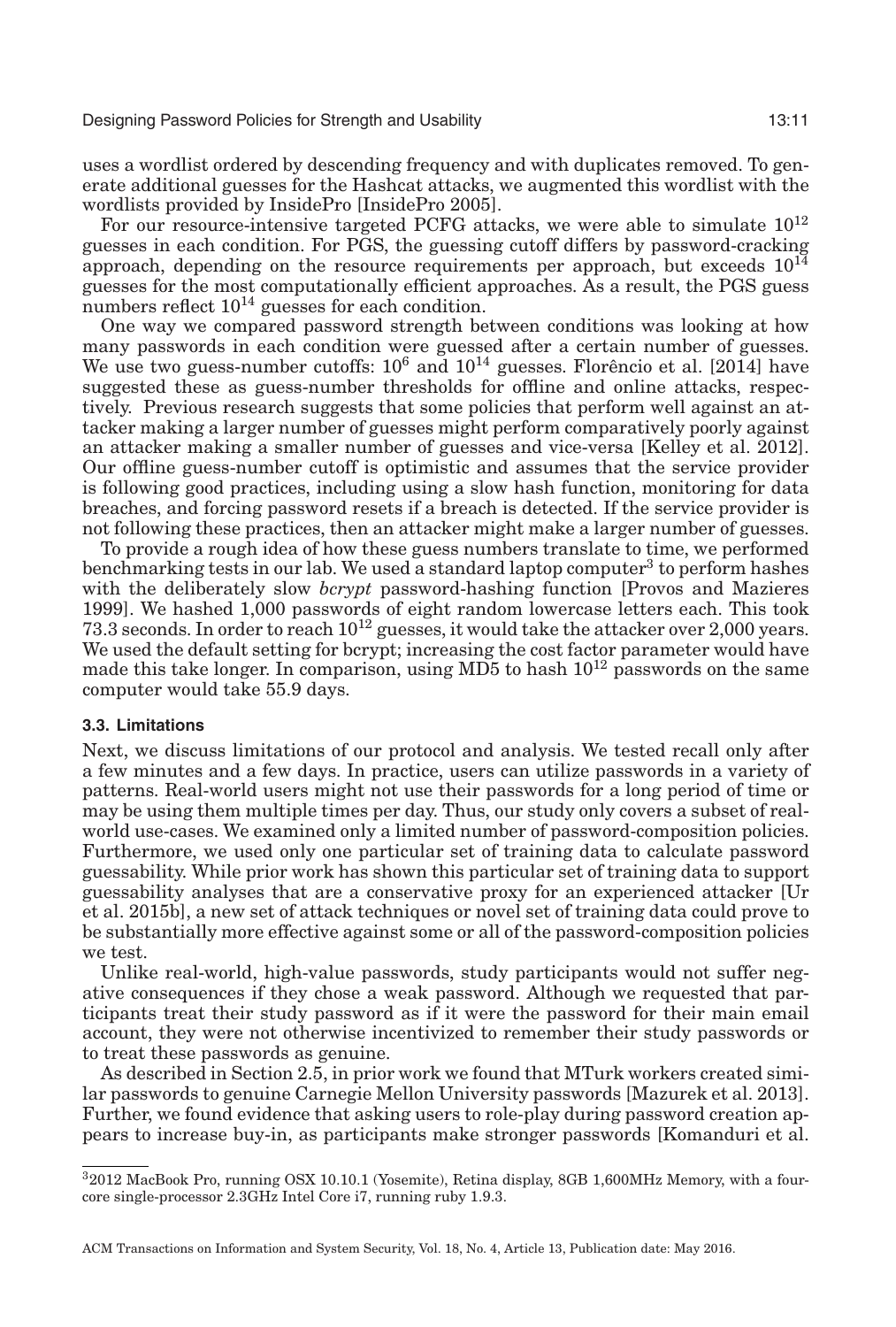uses a wordlist ordered by descending frequency and with duplicates removed. To generate additional guesses for the Hashcat attacks, we augmented this wordlist with the wordlists provided by InsidePro [InsidePro 2005].

For our resource-intensive targeted PCFG attacks, we were able to simulate $10^{12}$ guesses in each condition. For PGS, the guessing cutoff differs by password-cracking approach, depending on the resource requirements per approach, but exceeds $10^{14}$ guesses for the most computationally efficient approaches. As a result, the PGS guess numbers reflect $10^{14}$ guesses for each condition.

One way we compared password strength between conditions was looking at how many passwords in each condition were guessed after a certain number of guesses. We use two guess-number cutoffs: $10^6$ and $10^{14}$ guesses. Florêncio et al. [2014] have suggested these as guess-number thresholds for offline and online attacks, respectively. Previous research suggests that some policies that perform well against an attacker making a larger number of guesses might perform comparatively poorly against an attacker making a smaller number of guesses and vice-versa [Kelley et al. 2012]. Our offline guess-number cutoff is optimistic and assumes that the service provider is following good practices, including using a slow hash function, monitoring for data breaches, and forcing password resets if a breach is detected. If the service provider is not following these practices, then an attacker might make a larger number of guesses.

To provide a rough idea of how these guess numbers translate to time, we performed benchmarking tests in our lab. We used a standard laptop computer[3] to perform hashes with the deliberately slow *bcrypt* password-hashing function [Provos and Mazieres 1999]. We hashed 1,000 passwords of eight random lowercase letters each. This took 73.3 seconds. In order to reach $10^{12}$ guesses, it would take the attacker over 2,000 years. We used the default setting for bcrypt; increasing the cost factor parameter would have made this take longer. In comparison, using MD5 to hash $10^{12}$ passwords on the same computer would take 55.9 days.

### 3.3. Limitations

Next, we discuss limitations of our protocol and analysis. We tested recall only after a few minutes and a few days. In practice, users can utilize passwords in a variety of patterns. Real-world users might not use their passwords for a long period of time or may be using them multiple times per day. Thus, our study only covers a subset of real-world use-cases. We examined only a limited number of password-composition policies. Furthermore, we used only one particular set of training data to calculate password guessability. While prior work has shown this particular set of training data to support guessability analyses that are a conservative proxy for an experienced attacker [Ur et al. 2015b], a new set of attack techniques or novel set of training data could prove to be substantially more effective against some or all of the password-composition policies we test.

Unlike real-world, high-value passwords, study participants would not suffer negative consequences if they chose a weak password. Although we requested that participants treat their study password as if it were the password for their main email account, they were not otherwise incentivized to remember their study passwords or to treat these passwords as genuine.

As described in Section 2.5, in prior work we found that MTurk workers created similar passwords to genuine Carnegie Mellon University passwords [Mazurek et al. 2013]. Further, we found evidence that asking users to role-play during password creation appears to increase buy-in, as participants make stronger passwords [Komanduri et al.

[3] 2012 MacBook Pro, running OSX 10.10.1 (Yosemite), Retina display, 8GB 1,600MHz Memory, with a four-core single-processor 2.3GHz Intel Core i7, running ruby 1.9.3.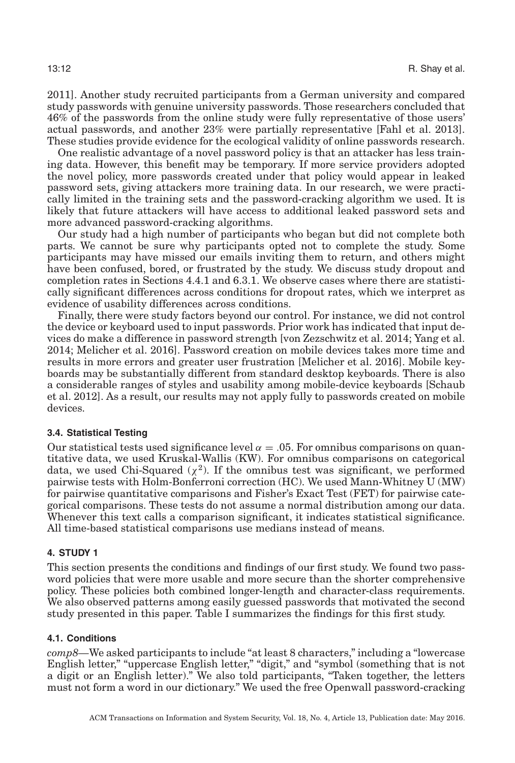2011]. Another study recruited participants from a German university and compared study passwords with genuine university passwords. Those researchers concluded that 46% of the passwords from the online study were fully representative of those users' actual passwords, and another 23% were partially representative [Fahl et al. 2013]. These studies provide evidence for the ecological validity of online passwords research.

One realistic advantage of a novel password policy is that an attacker has less training data. However, this benefit may be temporary. If more service providers adopted the novel policy, more passwords created under that policy would appear in leaked password sets, giving attackers more training data. In our research, we were practically limited in the training sets and the password-cracking algorithm we used. It is likely that future attackers will have access to additional leaked password sets and more advanced password-cracking algorithms.

Our study had a high number of participants who began but did not complete both parts. We cannot be sure why participants opted not to complete the study. Some participants may have missed our emails inviting them to return, and others might have been confused, bored, or frustrated by the study. We discuss study dropout and completion rates in Sections 4.4.1 and 6.3.1. We observe cases where there are statistically significant differences across conditions for dropout rates, which we interpret as evidence of usability differences across conditions.

Finally, there were study factors beyond our control. For instance, we did not control the device or keyboard used to input passwords. Prior work has indicated that input devices do make a difference in password strength [von Zezschwitz et al. 2014; Yang et al. 2014; Melicher et al. 2016]. Password creation on mobile devices takes more time and results in more errors and greater user frustration [Melicher et al. 2016]. Mobile keyboards may be substantially different from standard desktop keyboards. There is also a considerable ranges of styles and usability among mobile-device keyboards [Schaub et al. 2012]. As a result, our results may not apply fully to passwords created on mobile devices.

### 3.4. Statistical Testing

Our statistical tests used significance level $\alpha = .05$. For omnibus comparisons on quantitative data, we used Kruskal-Wallis (KW). For omnibus comparisons on categorical data, we used Chi-Squared ($\chi^2$). If the omnibus test was significant, we performed pairwise tests with Holm-Bonferroni correction (HC). We used Mann-Whitney U (MW) for pairwise quantitative comparisons and Fisher's Exact Test (FET) for pairwise categorical comparisons. These tests do not assume a normal distribution among our data. Whenever this text calls a comparison significant, it indicates statistical significance. All time-based statistical comparisons use medians instead of means.

## 4. STUDY 1

This section presents the conditions and findings of our first study. We found two password policies that were more usable and more secure than the shorter comprehensive policy. These policies both combined longer-length and character-class requirements. We also observed patterns among easily guessed passwords that motivated the second study presented in this paper. Table I summarizes the findings for this first study.

### 4.1. Conditions

*comp8*—We asked participants to include "at least 8 characters," including a "lowercase English letter," "uppercase English letter," "digit," and "symbol (something that is not a digit or an English letter)." We also told participants, "Taken together, the letters must not form a word in our dictionary." We used the free Openwall password-cracking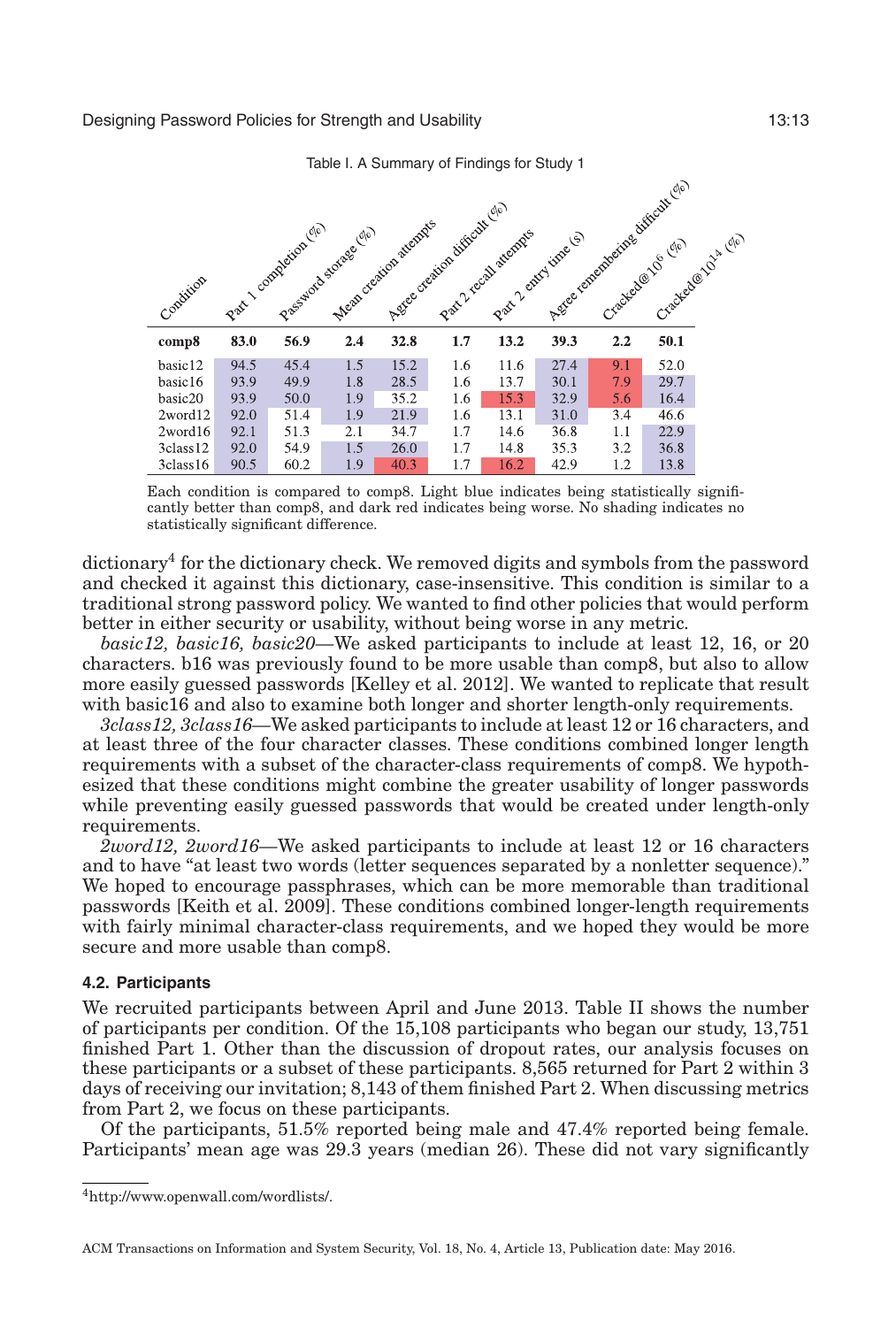Table I. A Summary of Findings for Study 1

| Condition | Part 1 completion (%) | Password storage (%) | Mean creation attempts | Agree creation difficult (%) | Part 2 recall attempts | Part 2 entry time (s) | Agree remembering difficult (%) | Cracked@$10^6$ (%) | Cracked@$10^{14}$ (%) |
|---|---|---|---|---|---|---|---|---|---|
| **comp8** | **83.0** | **56.9** | **2.4** | **32.8** | **1.7** | **13.2** | **39.3** | **2.2** | **50.1** |
| basic12 | 94.5 | 45.4 | 1.5 | 15.2 | 1.6 | 11.6 | 27.4 | 9.1 | 52.0 |
| basic16 | 93.9 | 49.9 | 1.8 | 28.5 | 1.6 | 13.7 | 30.1 | 7.9 | 29.7 |
| basic20 | 93.9 | 50.0 | 1.9 | 35.2 | 1.6 | 15.3 | 32.9 | 5.6 | 16.4 |
| 2word12 | 92.0 | 51.4 | 1.9 | 21.9 | 1.6 | 13.1 | 31.0 | 3.4 | 46.6 |
| 2word16 | 92.1 | 51.3 | 2.1 | 34.7 | 1.7 | 14.6 | 36.8 | 1.1 | 22.9 |
| 3class12 | 92.0 | 54.9 | 1.5 | 26.0 | 1.7 | 14.8 | 35.3 | 3.2 | 36.8 |
| 3class16 | 90.5 | 60.2 | 1.9 | 40.3 | 1.7 | 16.2 | 42.9 | 1.2 | 13.8 |

Each condition is compared to comp8. Light blue indicates being statistically significantly better than comp8, and dark red indicates being worse. No shading indicates no statistically significant difference.

dictionary[4] for the dictionary check. We removed digits and symbols from the password and checked it against this dictionary, case-insensitive. This condition is similar to a traditional strong password policy. We wanted to find other policies that would perform better in either security or usability, without being worse in any metric.

*basic12, basic16, basic20*—We asked participants to include at least 12, 16, or 20 characters. b16 was previously found to be more usable than comp8, but also to allow more easily guessed passwords [Kelley et al. 2012]. We wanted to replicate that result with basic16 and also to examine both longer and shorter length-only requirements.

*3class12, 3class16*—We asked participants to include at least 12 or 16 characters, and at least three of the four character classes. These conditions combined longer length requirements with a subset of the character-class requirements of comp8. We hypothesized that these conditions might combine the greater usability of longer passwords while preventing easily guessed passwords that would be created under length-only requirements.

*2word12, 2word16*—We asked participants to include at least 12 or 16 characters and to have "at least two words (letter sequences separated by a nonletter sequence)." We hoped to encourage passphrases, which can be more memorable than traditional passwords [Keith et al. 2009]. These conditions combined longer-length requirements with fairly minimal character-class requirements, and we hoped they would be more secure and more usable than comp8.

### 4.2. Participants

We recruited participants between April and June 2013. Table II shows the number of participants per condition. Of the 15,108 participants who began our study, 13,751 finished Part 1. Other than the discussion of dropout rates, our analysis focuses on these participants or a subset of these participants. 8,565 returned for Part 2 within 3 days of receiving our invitation; 8,143 of them finished Part 2. When discussing metrics from Part 2, we focus on these participants.

Of the participants, 51.5% reported being male and 47.4% reported being female. Participants' mean age was 29.3 years (median 26). These did not vary significantly

[4] http://www.openwall.com/wordlists/.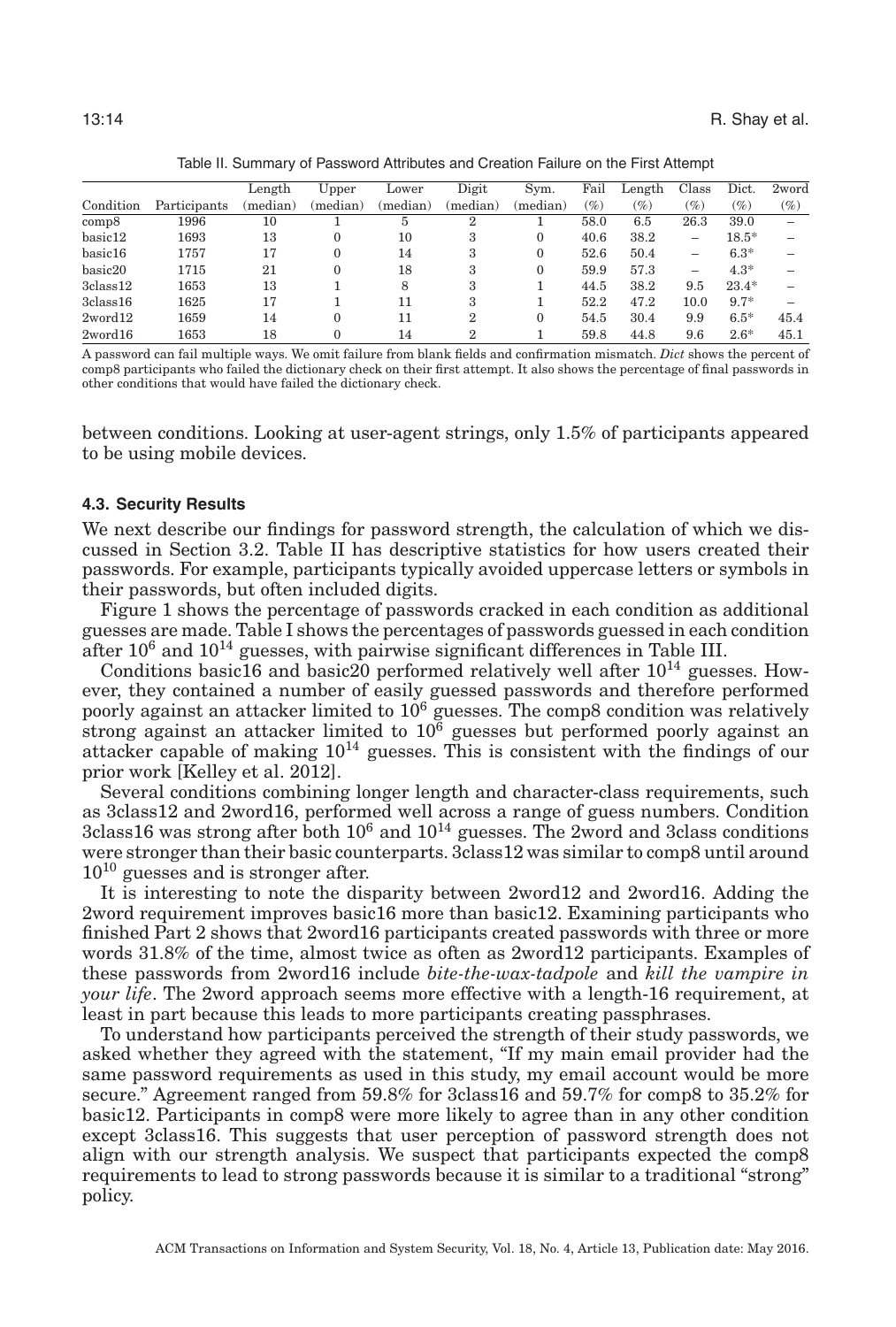Table II. Summary of Password Attributes and Creation Failure on the First Attempt

| Condition | Participants | Length (median) | Upper (median) | Lower (median) | Digit (median) | Sym. (median) | Fail (%) | Length (%) | Class (%) | Dict. (%) | 2word (%) |
|---|---|---|---|---|---|---|---|---|---|---|---|
| comp8 | 1996 | 10 | 1 | 5 | 2 | 1 | 58.0 | 6.5 | 26.3 | 39.0 | – |
| basic12 | 1693 | 13 | 0 | 10 | 3 | 0 | 40.6 | 38.2 | – | 18.5* | – |
| basic16 | 1757 | 17 | 0 | 14 | 3 | 0 | 52.6 | 50.4 | – | 6.3* | – |
| basic20 | 1715 | 21 | 0 | 18 | 3 | 0 | 59.9 | 57.3 | – | 4.3* | – |
| 3class12 | 1653 | 13 | 1 | 8 | 3 | 1 | 44.5 | 38.2 | 9.5 | 23.4* | – |
| 3class16 | 1625 | 17 | 1 | 11 | 3 | 1 | 52.2 | 47.2 | 10.0 | 9.7* | – |
| 2word12 | 1659 | 14 | 0 | 11 | 2 | 0 | 54.5 | 30.4 | 9.9 | 6.5* | 45.4 |
| 2word16 | 1653 | 18 | 0 | 14 | 2 | 1 | 59.8 | 44.8 | 9.6 | 2.6* | 45.1 |

A password can fail multiple ways. We omit failure from blank fields and confirmation mismatch. *Dict* shows the percent of comp8 participants who failed the dictionary check on their first attempt. It also shows the percentage of final passwords in other conditions that would have failed the dictionary check.

between conditions. Looking at user-agent strings, only 1.5% of participants appeared to be using mobile devices.

### 4.3. Security Results

We next describe our findings for password strength, the calculation of which we discussed in Section 3.2. Table II has descriptive statistics for how users created their passwords. For example, participants typically avoided uppercase letters or symbols in their passwords, but often included digits.

Figure 1 shows the percentage of passwords cracked in each condition as additional guesses are made. Table I shows the percentages of passwords guessed in each condition after $10^6$ and $10^{14}$ guesses, with pairwise significant differences in Table III.

Conditions basic16 and basic20 performed relatively well after $10^{14}$ guesses. However, they contained a number of easily guessed passwords and therefore performed poorly against an attacker limited to $10^6$ guesses. The comp8 condition was relatively strong against an attacker limited to $10^6$ guesses but performed poorly against an attacker capable of making $10^{14}$ guesses. This is consistent with the findings of our prior work [Kelley et al. 2012].

Several conditions combining longer length and character-class requirements, such as 3class12 and 2word16, performed well across a range of guess numbers. Condition 3class16 was strong after both $10^6$ and $10^{14}$ guesses. The 2word and 3class conditions were stronger than their basic counterparts. 3class12 was similar to comp8 until around $10^{10}$ guesses and is stronger after.

It is interesting to note the disparity between 2word12 and 2word16. Adding the 2word requirement improves basic16 more than basic12. Examining participants who finished Part 2 shows that 2word16 participants created passwords with three or more words 31.8% of the time, almost twice as often as 2word12 participants. Examples of these passwords from 2word16 include *bite-the-wax-tadpole* and *kill the vampire in your life*. The 2word approach seems more effective with a length-16 requirement, at least in part because this leads to more participants creating passphrases.

To understand how participants perceived the strength of their study passwords, we asked whether they agreed with the statement, "If my main email provider had the same password requirements as used in this study, my email account would be more secure." Agreement ranged from 59.8% for 3class16 and 59.7% for comp8 to 35.2% for basic12. Participants in comp8 were more likely to agree than in any other condition except 3class16. This suggests that user perception of password strength does not align with our strength analysis. We suspect that participants expected the comp8 requirements to lead to strong passwords because it is similar to a traditional "strong" policy.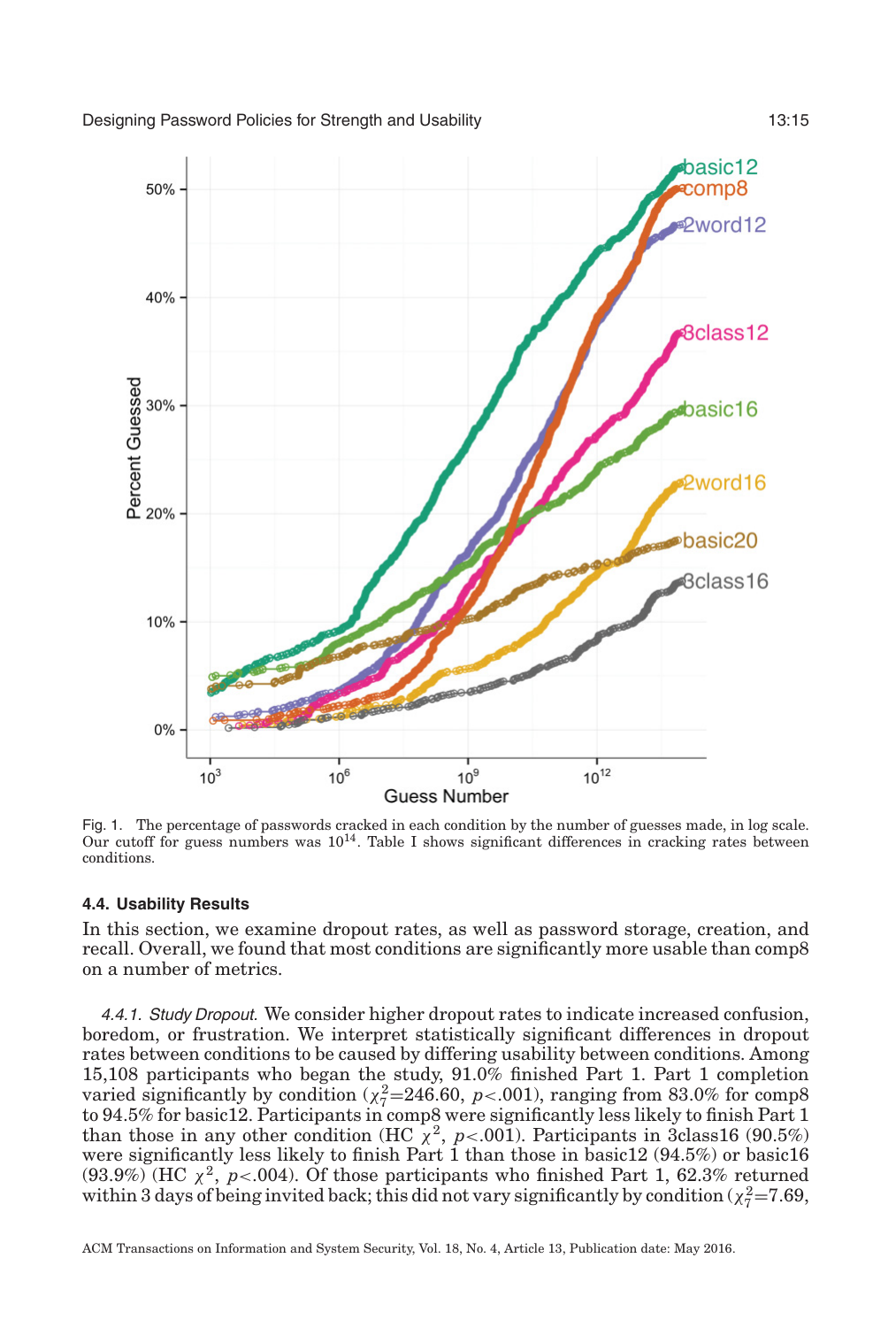Fig. 1. The percentage of passwords cracked in each condition by the number of guesses made, in log scale. Our cutoff for guess numbers was $10^{14}$. Table I shows significant differences in cracking rates between conditions.

### 4.4. Usability Results

In this section, we examine dropout rates, as well as password storage, creation, and recall. Overall, we found that most conditions are significantly more usable than comp8 on a number of metrics.

*4.4.1. Study Dropout.* We consider higher dropout rates to indicate increased confusion, boredom, or frustration. We interpret statistically significant differences in dropout rates between conditions to be caused by differing usability between conditions. Among 15,108 participants who began the study, 91.0% finished Part 1. Part 1 completion varied significantly by condition ($\chi^2_7$=246.60, $p$<.001), ranging from 83.0% for comp8 to 94.5% for basic12. Participants in comp8 were significantly less likely to finish Part 1 than those in any other condition (HC $\chi^2$, $p$<.001). Participants in 3class16 (90.5%) were significantly less likely to finish Part 1 than those in basic12 (94.5%) or basic16 (93.9%) (HC $\chi^2$, $p$<.004). Of those participants who finished Part 1, 62.3% returned within 3 days of being invited back; this did not vary significantly by condition ($\chi^2_7$=7.69,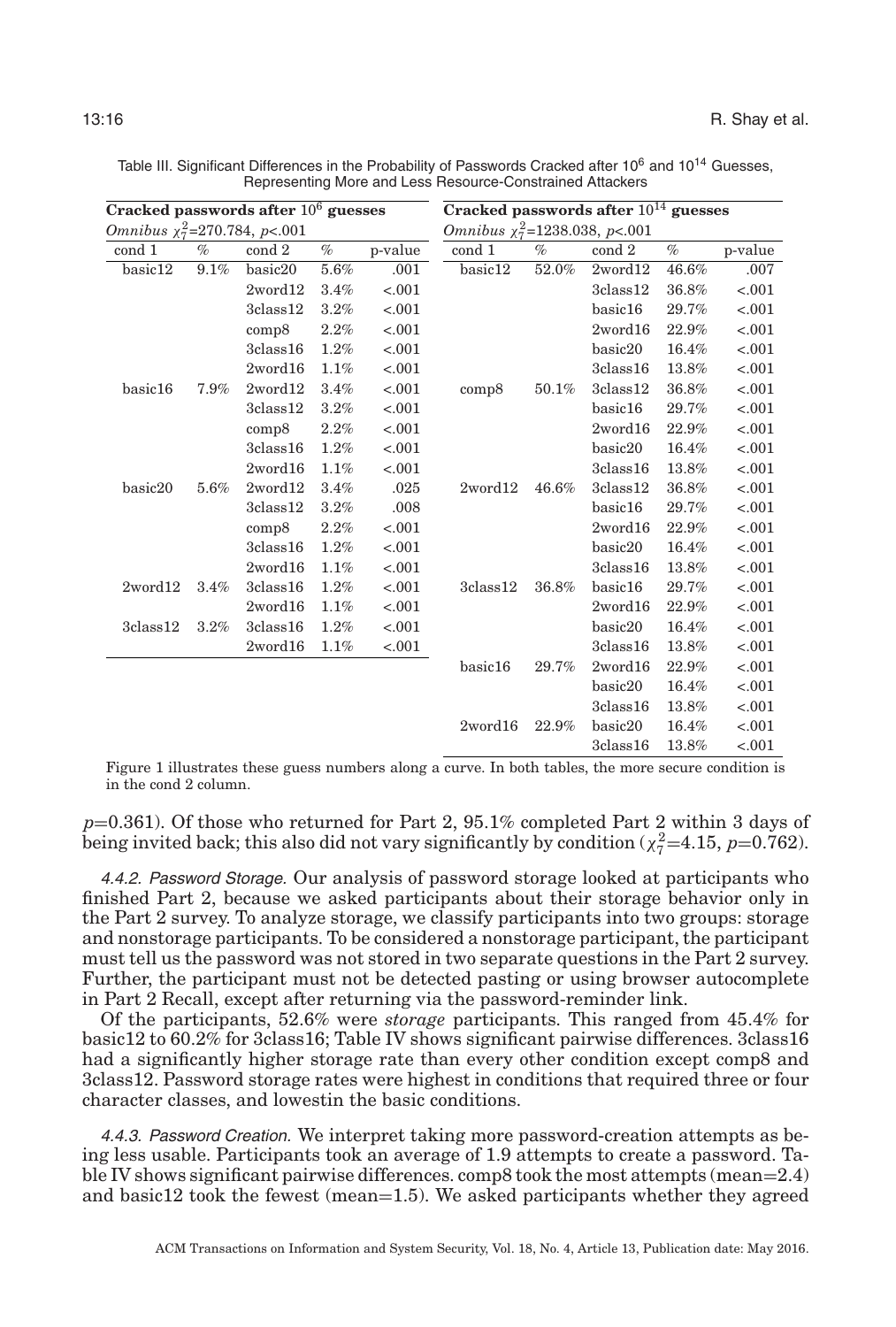Table III. Significant Differences in the Probability of Passwords Cracked after $10^6$ and $10^{14}$ Guesses, Representing More and Less Resource-Constrained Attackers

| **Cracked passwords after $10^6$ guesses** | | | | | **Cracked passwords after $10^{14}$ guesses** | | | | |
|---|---|---|---|---|---|---|---|---|---|
| *Omnibus* $\chi^2_7$=270.784, $p$<.001 | | | | | *Omnibus* $\chi^2_7$=1238.038, $p$<.001 | | | | |
| cond 1 | % | cond 2 | % | p-value | cond 1 | % | cond 2 | % | p-value |
| basic12 | 9.1% | basic20 | 5.6% | .001 | basic12 | 52.0% | 2word12 | 46.6% | .007 |
| | | 2word12 | 3.4% | <.001 | | | 3class12 | 36.8% | <.001 |
| | | 3class12 | 3.2% | <.001 | | | basic16 | 29.7% | <.001 |
| | | comp8 | 2.2% | <.001 | | | 2word16 | 22.9% | <.001 |
| | | 3class16 | 1.2% | <.001 | | | basic20 | 16.4% | <.001 |
| | | 2word16 | 1.1% | <.001 | | | 3class16 | 13.8% | <.001 |
| basic16 | 7.9% | 2word12 | 3.4% | <.001 | comp8 | 50.1% | 3class12 | 36.8% | <.001 |
| | | 3class12 | 3.2% | <.001 | | | basic16 | 29.7% | <.001 |
| | | comp8 | 2.2% | <.001 | | | 2word16 | 22.9% | <.001 |
| | | 3class16 | 1.2% | <.001 | | | basic20 | 16.4% | <.001 |
| | | 2word16 | 1.1% | <.001 | | | 3class16 | 13.8% | <.001 |
| basic20 | 5.6% | 2word12 | 3.4% | .025 | 2word12 | 46.6% | 3class12 | 36.8% | <.001 |
| | | 3class12 | 3.2% | .008 | | | basic16 | 29.7% | <.001 |
| | | comp8 | 2.2% | <.001 | | | 2word16 | 22.9% | <.001 |
| | | 3class16 | 1.2% | <.001 | | | basic20 | 16.4% | <.001 |
| | | 2word16 | 1.1% | <.001 | | | 3class16 | 13.8% | <.001 |
| 2word12 | 3.4% | 3class16 | 1.2% | <.001 | 3class12 | 36.8% | basic16 | 29.7% | <.001 |
| | | 2word16 | 1.1% | <.001 | | | 2word16 | 22.9% | <.001 |
| 3class12 | 3.2% | 3class16 | 1.2% | <.001 | | | basic20 | 16.4% | <.001 |
| | | 2word16 | 1.1% | <.001 | | | 3class16 | 13.8% | <.001 |
| | | | | | basic16 | 29.7% | 2word16 | 22.9% | <.001 |
| | | | | | | | basic20 | 16.4% | <.001 |
| | | | | | | | 3class16 | 13.8% | <.001 |
| | | | | | 2word16 | 22.9% | basic20 | 16.4% | <.001 |
| | | | | | | | 3class16 | 13.8% | <.001 |

Figure 1 illustrates these guess numbers along a curve. In both tables, the more secure condition is in the cond 2 column.

$p$=0.361). Of those who returned for Part 2, 95.1% completed Part 2 within 3 days of being invited back; this also did not vary significantly by condition ($\chi^2_7$=4.15, $p$=0.762).

*4.4.2. Password Storage.* Our analysis of password storage looked at participants who finished Part 2, because we asked participants about their storage behavior only in the Part 2 survey. To analyze storage, we classify participants into two groups: storage and nonstorage participants. To be considered a nonstorage participant, the participant must tell us the password was not stored in two separate questions in the Part 2 survey. Further, the participant must not be detected pasting or using browser autocomplete in Part 2 Recall, except after returning via the password-reminder link.

Of the participants, 52.6% were *storage* participants. This ranged from 45.4% for basic12 to 60.2% for 3class16; Table IV shows significant pairwise differences. 3class16 had a significantly higher storage rate than every other condition except comp8 and 3class12. Password storage rates were highest in conditions that required three or four character classes, and lowestin the basic conditions.

*4.4.3. Password Creation.* We interpret taking more password-creation attempts as being less usable. Participants took an average of 1.9 attempts to create a password. Table IV shows significant pairwise differences. comp8 took the most attempts (mean=2.4) and basic12 took the fewest (mean=1.5). We asked participants whether they agreed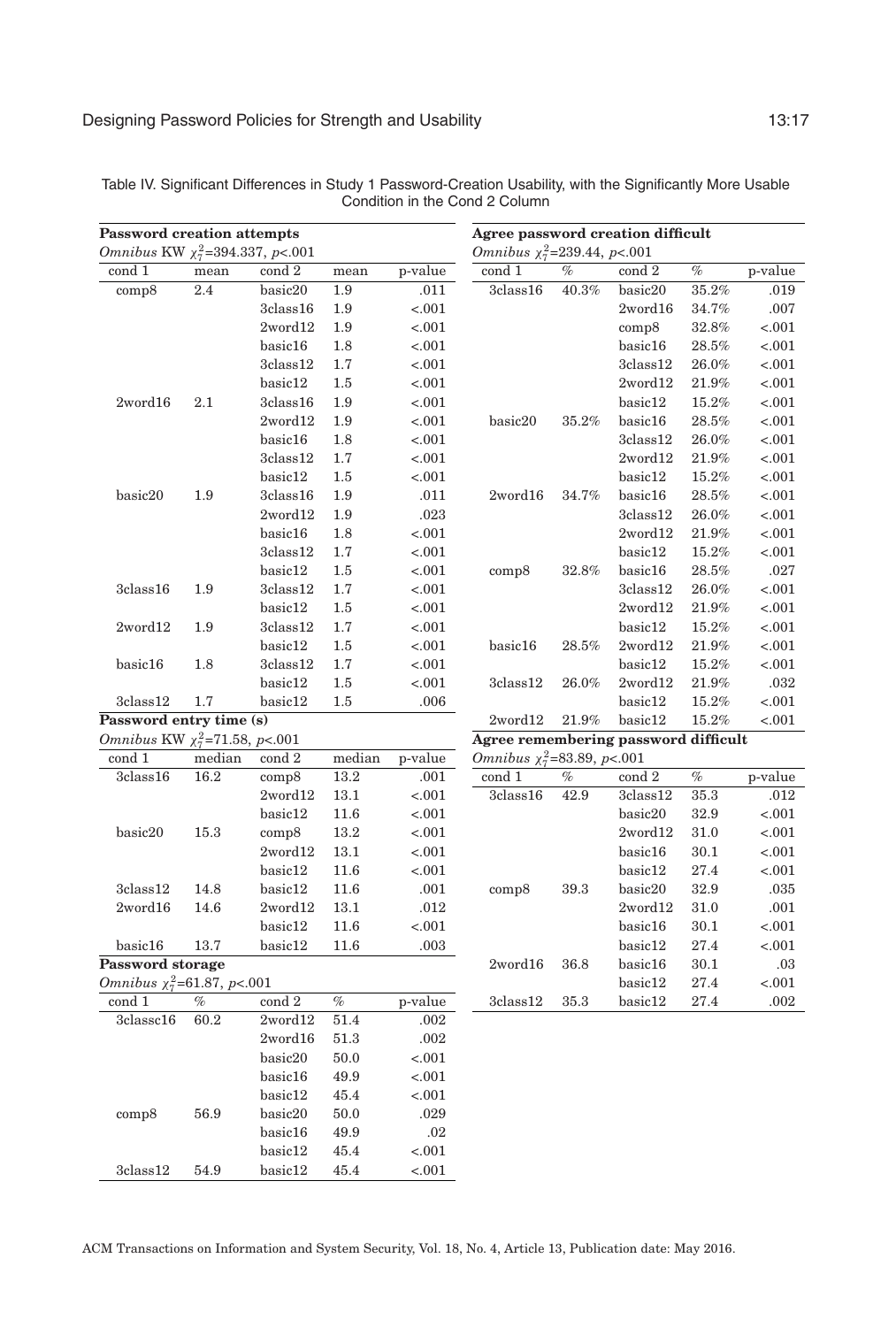Table IV. Significant Differences in Study 1 Password-Creation Usability, with the Significantly More Usable Condition in the Cond 2 Column

**Password creation attempts**

*Omnibus* KW $\chi^2_7$=394.337, $p$<.001

| cond 1 | mean | cond 2 | mean | p-value |
|---|---|---|---|---|
| comp8 | 2.4 | basic20 | 1.9 | .011 |
| | | 3class16 | 1.9 | <.001 |
| | | 2word12 | 1.9 | <.001 |
| | | basic16 | 1.8 | <.001 |
| | | 3class12 | 1.7 | <.001 |
| | | basic12 | 1.5 | <.001 |
| 2word16 | 2.1 | 3class16 | 1.9 | <.001 |
| | | 2word12 | 1.9 | <.001 |
| | | basic16 | 1.8 | <.001 |
| | | 3class12 | 1.7 | <.001 |
| | | basic12 | 1.5 | <.001 |
| basic20 | 1.9 | 3class16 | 1.9 | .011 |
| | | 2word12 | 1.9 | .023 |
| | | basic16 | 1.8 | <.001 |
| | | 3class12 | 1.7 | <.001 |
| | | basic12 | 1.5 | <.001 |
| 3class16 | 1.9 | 3class12 | 1.7 | <.001 |
| | | basic12 | 1.5 | <.001 |
| 2word12 | 1.9 | 3class12 | 1.7 | <.001 |
| | | basic12 | 1.5 | <.001 |
| basic16 | 1.8 | 3class12 | 1.7 | <.001 |
| | | basic12 | 1.5 | <.001 |
| 3class12 | 1.7 | basic12 | 1.5 | .006 |

**Password entry time (s)**

*Omnibus* KW $\chi^2_7$=71.58, $p$<.001

| cond 1 | median | cond 2 | median | p-value |
|---|---|---|---|---|
| 3class16 | 16.2 | comp8 | 13.2 | .001 |
| | | 2word12 | 13.1 | <.001 |
| | | basic12 | 11.6 | <.001 |
| basic20 | 15.3 | comp8 | 13.2 | <.001 |
| | | 2word12 | 13.1 | <.001 |
| | | basic12 | 11.6 | <.001 |
| 3class12 | 14.8 | basic12 | 11.6 | .001 |
| 2word16 | 14.6 | 2word12 | 13.1 | .012 |
| | | basic12 | 11.6 | <.001 |
| basic16 | 13.7 | basic12 | 11.6 | .003 |

**Password storage**

*Omnibus* $\chi^2_7$=61.87, $p$<.001

| cond 1 | % | cond 2 | % | p-value |
|---|---|---|---|---|
| 3classc16 | 60.2 | 2word12 | 51.4 | .002 |
| | | 2word16 | 51.3 | .002 |
| | | basic20 | 50.0 | <.001 |
| | | basic16 | 49.9 | <.001 |
| | | basic12 | 45.4 | <.001 |
| comp8 | 56.9 | basic20 | 50.0 | .029 |
| | | basic16 | 49.9 | .02 |
| | | basic12 | 45.4 | <.001 |
| 3class12 | 54.9 | basic12 | 45.4 | <.001 |

**Agree password creation difficult**

*Omnibus* $\chi^2_7$=239.44, $p$<.001

| cond 1 | % | cond 2 | % | p-value |
|---|---|---|---|---|
| 3class16 | 40.3% | basic20 | 35.2% | .019 |
| | | 2word16 | 34.7% | .007 |
| | | comp8 | 32.8% | <.001 |
| | | basic16 | 28.5% | <.001 |
| | | 3class12 | 26.0% | <.001 |
| | | 2word12 | 21.9% | <.001 |
| | | basic12 | 15.2% | <.001 |
| basic20 | 35.2% | basic16 | 28.5% | <.001 |
| | | 3class12 | 26.0% | <.001 |
| | | 2word12 | 21.9% | <.001 |
| | | basic12 | 15.2% | <.001 |
| 2word16 | 34.7% | basic16 | 28.5% | <.001 |
| | | 3class12 | 26.0% | <.001 |
| | | 2word12 | 21.9% | <.001 |
| | | basic12 | 15.2% | <.001 |
| comp8 | 32.8% | basic16 | 28.5% | .027 |
| | | 3class12 | 26.0% | <.001 |
| | | 2word12 | 21.9% | <.001 |
| | | basic12 | 15.2% | <.001 |
| basic16 | 28.5% | 2word12 | 21.9% | <.001 |
| | | basic12 | 15.2% | <.001 |
| 3class12 | 26.0% | 2word12 | 21.9% | .032 |
| | | basic12 | 15.2% | <.001 |
| 2word12 | 21.9% | basic12 | 15.2% | <.001 |

**Agree remembering password difficult**

*Omnibus* $\chi^2_7$=83.89, $p$<.001

| cond 1 | % | cond 2 | % | p-value |
|---|---|---|---|---|
| 3class16 | 42.9 | 3class12 | 35.3 | .012 |
| | | basic20 | 32.9 | <.001 |
| | | 2word12 | 31.0 | <.001 |
| | | basic16 | 30.1 | <.001 |
| | | basic12 | 27.4 | <.001 |
| comp8 | 39.3 | basic20 | 32.9 | .035 |
| | | 2word12 | 31.0 | .001 |
| | | basic16 | 30.1 | <.001 |
| | | basic12 | 27.4 | <.001 |
| 2word16 | 36.8 | basic16 | 30.1 | .03 |
| | | basic12 | 27.4 | <.001 |
| 3class12 | 35.3 | basic12 | 27.4 | .002 |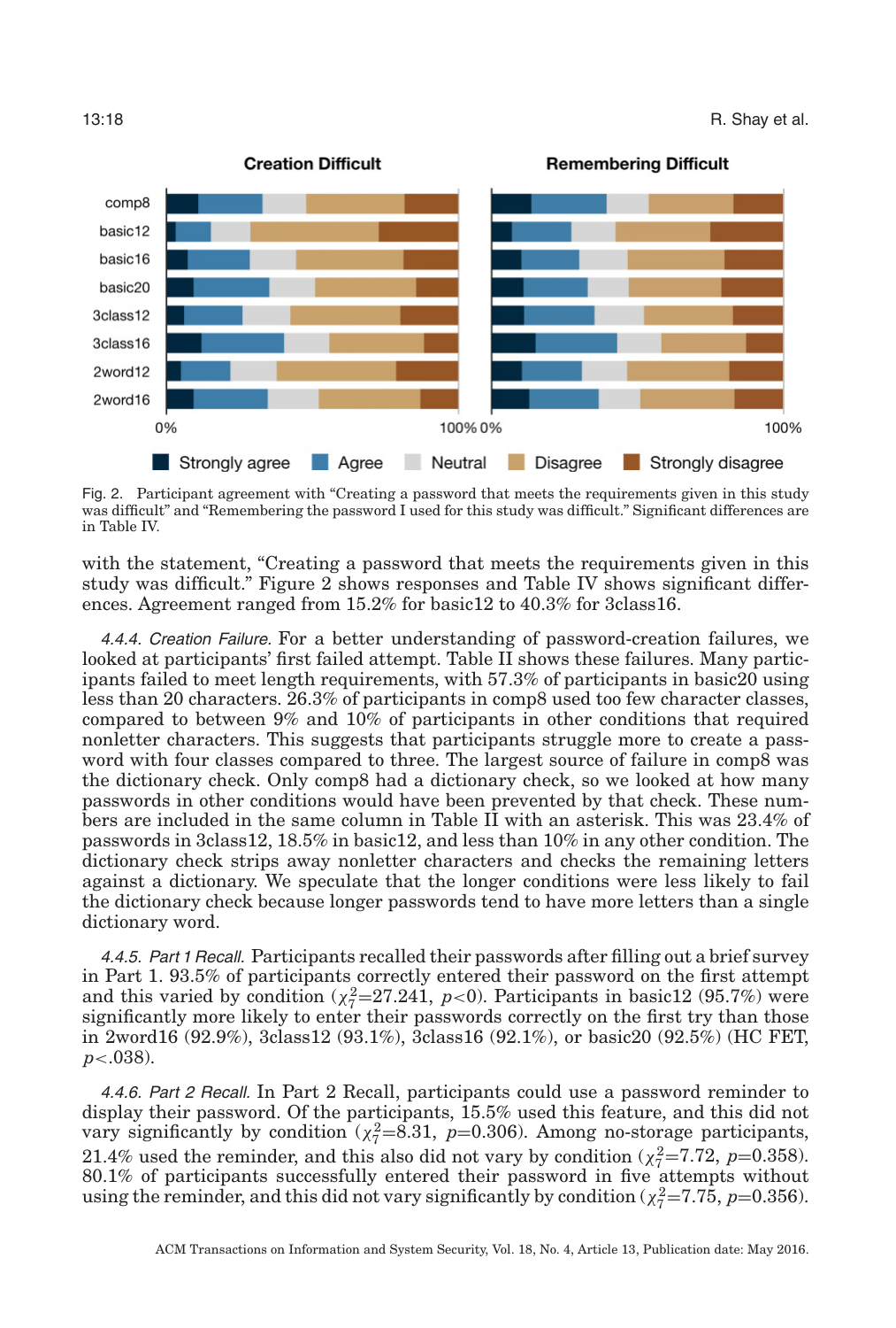Fig. 2. Participant agreement with "Creating a password that meets the requirements given in this study was difficult" and "Remembering the password I used for this study was difficult." Significant differences are in Table IV.

with the statement, "Creating a password that meets the requirements given in this study was difficult." Figure 2 shows responses and Table IV shows significant differences. Agreement ranged from 15.2% for basic12 to 40.3% for 3class16.

*4.4.4. Creation Failure.* For a better understanding of password-creation failures, we looked at participants' first failed attempt. Table II shows these failures. Many participants failed to meet length requirements, with 57.3% of participants in basic20 using less than 20 characters. 26.3% of participants in comp8 used too few character classes, compared to between 9% and 10% of participants in other conditions that required nonletter characters. This suggests that participants struggle more to create a password with four classes compared to three. The largest source of failure in comp8 was the dictionary check. Only comp8 had a dictionary check, so we looked at how many passwords in other conditions would have been prevented by that check. These numbers are included in the same column in Table II with an asterisk. This was 23.4% of passwords in 3class12, 18.5% in basic12, and less than 10% in any other condition. The dictionary check strips away nonletter characters and checks the remaining letters against a dictionary. We speculate that the longer conditions were less likely to fail the dictionary check because longer passwords tend to have more letters than a single dictionary word.

*4.4.5. Part 1 Recall.* Participants recalled their passwords after filling out a brief survey in Part 1. 93.5% of participants correctly entered their password on the first attempt and this varied by condition ($\chi^2_7$=27.241, $p$<0). Participants in basic12 (95.7%) were significantly more likely to enter their passwords correctly on the first try than those in 2word16 (92.9%), 3class12 (93.1%), 3class16 (92.1%), or basic20 (92.5%) (HC FET, $p$<.038).

*4.4.6. Part 2 Recall.* In Part 2 Recall, participants could use a password reminder to display their password. Of the participants, 15.5% used this feature, and this did not vary significantly by condition ($\chi^2_7$=8.31, $p$=0.306). Among no-storage participants, 21.4% used the reminder, and this also did not vary by condition ($\chi^2_7$=7.72, $p$=0.358). 80.1% of participants successfully entered their password in five attempts without using the reminder, and this did not vary significantly by condition ($\chi^2_7$=7.75, $p$=0.356).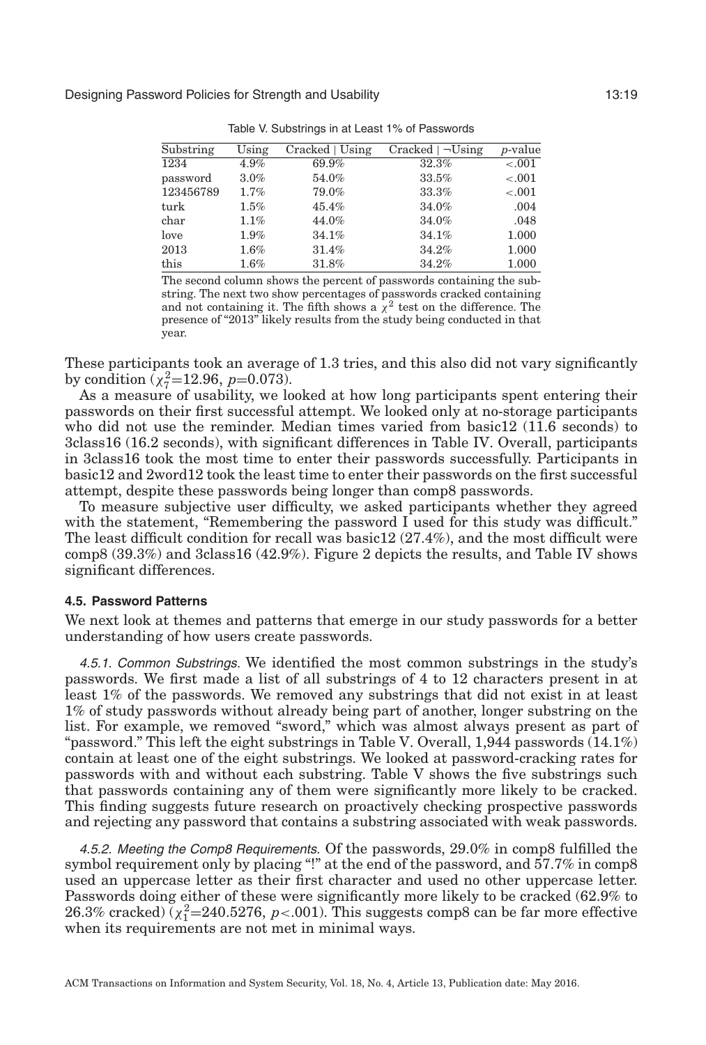Table V. Substrings in at Least 1% of Passwords

| Substring | Using | Cracked \| Using | Cracked \| ¬Using | *p*-value |
|---|---|---|---|---|
| 1234 | 4.9% | 69.9% | 32.3% | <.001 |
| password | 3.0% | 54.0% | 33.5% | <.001 |
| 123456789 | 1.7% | 79.0% | 33.3% | <.001 |
| turk | 1.5% | 45.4% | 34.0% | .004 |
| char | 1.1% | 44.0% | 34.0% | .048 |
| love | 1.9% | 34.1% | 34.1% | 1.000 |
| 2013 | 1.6% | 31.4% | 34.2% | 1.000 |
| this | 1.6% | 31.8% | 34.2% | 1.000 |

The second column shows the percent of passwords containing the substring. The next two show percentages of passwords cracked containing and not containing it. The fifth shows a $\chi^2$ test on the difference. The presence of "2013" likely results from the study being conducted in that year.

These participants took an average of 1.3 tries, and this also did not vary significantly by condition ($\chi^2_7$=12.96, $p$=0.073).

As a measure of usability, we looked at how long participants spent entering their passwords on their first successful attempt. We looked only at no-storage participants who did not use the reminder. Median times varied from basic12 (11.6 seconds) to 3class16 (16.2 seconds), with significant differences in Table IV. Overall, participants in 3class16 took the most time to enter their passwords successfully. Participants in basic12 and 2word12 took the least time to enter their passwords on the first successful attempt, despite these passwords being longer than comp8 passwords.

To measure subjective user difficulty, we asked participants whether they agreed with the statement, "Remembering the password I used for this study was difficult." The least difficult condition for recall was basic12 (27.4%), and the most difficult were comp8 (39.3%) and 3class16 (42.9%). Figure 2 depicts the results, and Table IV shows significant differences.

### 4.5. Password Patterns

We next look at themes and patterns that emerge in our study passwords for a better understanding of how users create passwords.

*4.5.1. Common Substrings.* We identified the most common substrings in the study's passwords. We first made a list of all substrings of 4 to 12 characters present in at least 1% of the passwords. We removed any substrings that did not exist in at least 1% of study passwords without already being part of another, longer substring on the list. For example, we removed "sword," which was almost always present as part of "password." This left the eight substrings in Table V. Overall, 1,944 passwords (14.1%) contain at least one of the eight substrings. We looked at password-cracking rates for passwords with and without each substring. Table V shows the five substrings such that passwords containing any of them were significantly more likely to be cracked. This finding suggests future research on proactively checking prospective passwords and rejecting any password that contains a substring associated with weak passwords.

*4.5.2. Meeting the Comp8 Requirements.* Of the passwords, 29.0% in comp8 fulfilled the symbol requirement only by placing "!" at the end of the password, and 57.7% in comp8 used an uppercase letter as their first character and used no other uppercase letter. Passwords doing either of these were significantly more likely to be cracked (62.9% to 26.3% cracked) ($\chi^2_1$=240.5276, $p$<.001). This suggests comp8 can be far more effective when its requirements are not met in minimal ways.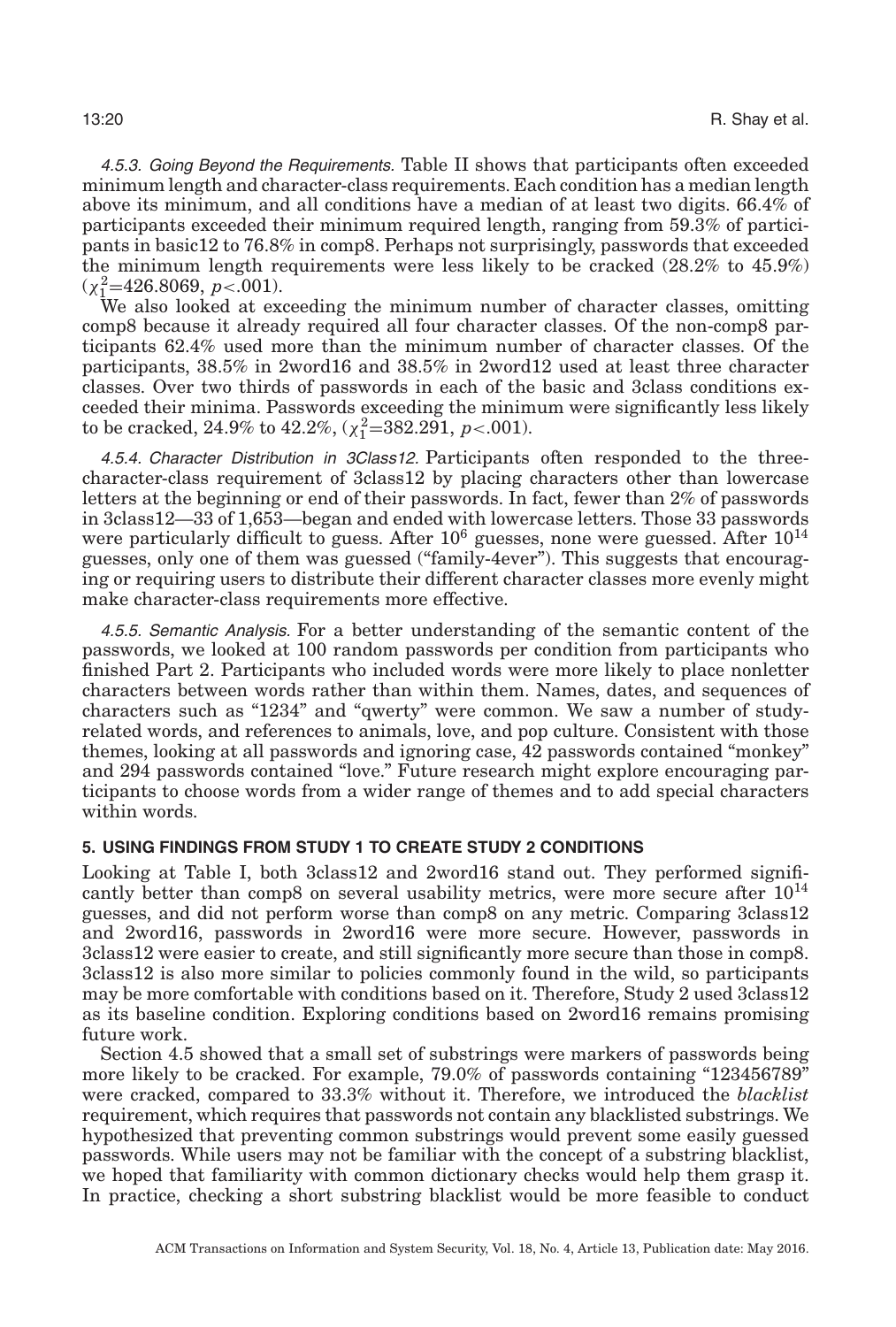*4.5.3. Going Beyond the Requirements.* Table II shows that participants often exceeded minimum length and character-class requirements. Each condition has a median length above its minimum, and all conditions have a median of at least two digits. 66.4% of participants exceeded their minimum required length, ranging from 59.3% of participants in basic12 to 76.8% in comp8. Perhaps not surprisingly, passwords that exceeded the minimum length requirements were less likely to be cracked (28.2% to 45.9%) ($\chi^2_1$=426.8069, $p$<.001).

We also looked at exceeding the minimum number of character classes, omitting comp8 because it already required all four character classes. Of the non-comp8 participants 62.4% used more than the minimum number of character classes. Of the participants, 38.5% in 2word16 and 38.5% in 2word12 used at least three character classes. Over two thirds of passwords in each of the basic and 3class conditions exceeded their minima. Passwords exceeding the minimum were significantly less likely to be cracked, 24.9% to 42.2%, ($\chi^2_1$=382.291, $p$<.001).

*4.5.4. Character Distribution in 3Class12.* Participants often responded to the three-character-class requirement of 3class12 by placing characters other than lowercase letters at the beginning or end of their passwords. In fact, fewer than 2% of passwords in 3class12—33 of 1,653—began and ended with lowercase letters. Those 33 passwords were particularly difficult to guess. After $10^6$ guesses, none were guessed. After $10^{14}$ guesses, only one of them was guessed ("family-4ever"). This suggests that encouraging or requiring users to distribute their different character classes more evenly might make character-class requirements more effective.

*4.5.5. Semantic Analysis.* For a better understanding of the semantic content of the passwords, we looked at 100 random passwords per condition from participants who finished Part 2. Participants who included words were more likely to place nonletter characters between words rather than within them. Names, dates, and sequences of characters such as "1234" and "qwerty" were common. We saw a number of study-related words, and references to animals, love, and pop culture. Consistent with those themes, looking at all passwords and ignoring case, 42 passwords contained "monkey" and 294 passwords contained "love." Future research might explore encouraging participants to choose words from a wider range of themes and to add special characters within words.

## 5. USING FINDINGS FROM STUDY 1 TO CREATE STUDY 2 CONDITIONS

Looking at Table I, both 3class12 and 2word16 stand out. They performed significantly better than comp8 on several usability metrics, were more secure after $10^{14}$ guesses, and did not perform worse than comp8 on any metric. Comparing 3class12 and 2word16, passwords in 2word16 were more secure. However, passwords in 3class12 were easier to create, and still significantly more secure than those in comp8. 3class12 is also more similar to policies commonly found in the wild, so participants may be more comfortable with conditions based on it. Therefore, Study 2 used 3class12 as its baseline condition. Exploring conditions based on 2word16 remains promising future work.

Section 4.5 showed that a small set of substrings were markers of passwords being more likely to be cracked. For example, 79.0% of passwords containing "123456789" were cracked, compared to 33.3% without it. Therefore, we introduced the *blacklist* requirement, which requires that passwords not contain any blacklisted substrings. We hypothesized that preventing common substrings would prevent some easily guessed passwords. While users may not be familiar with the concept of a substring blacklist, we hoped that familiarity with common dictionary checks would help them grasp it. In practice, checking a short substring blacklist would be more feasible to conduct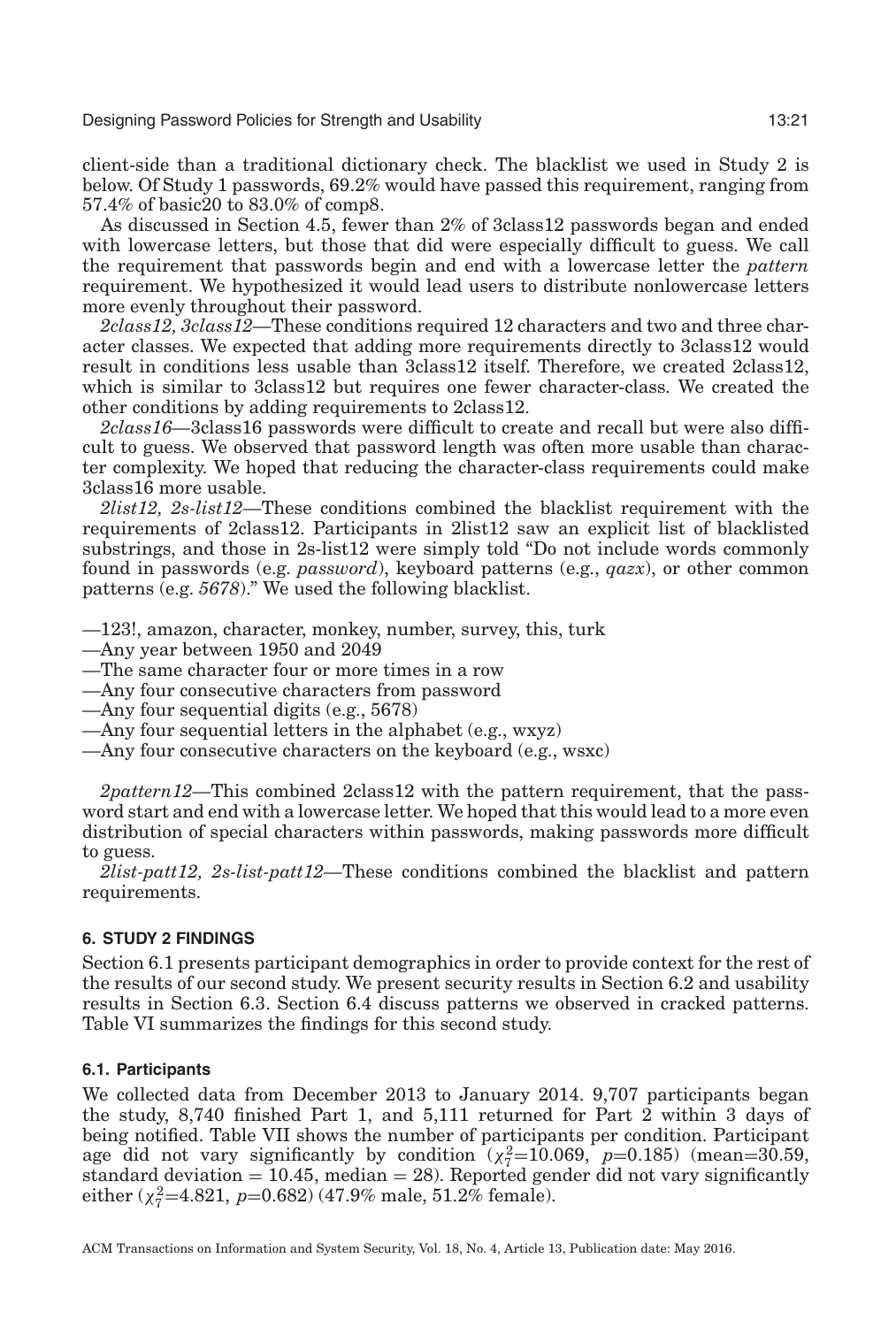client-side than a traditional dictionary check. The blacklist we used in Study 2 is below. Of Study 1 passwords, 69.2% would have passed this requirement, ranging from 57.4% of basic20 to 83.0% of comp8.

As discussed in Section 4.5, fewer than 2% of 3class12 passwords began and ended with lowercase letters, but those that did were especially difficult to guess. We call the requirement that passwords begin and end with a lowercase letter the *pattern* requirement. We hypothesized it would lead users to distribute nonlowercase letters more evenly throughout their password.

*2class12, 3class12*—These conditions required 12 characters and two and three character classes. We expected that adding more requirements directly to 3class12 would result in conditions less usable than 3class12 itself. Therefore, we created 2class12, which is similar to 3class12 but requires one fewer character-class. We created the other conditions by adding requirements to 2class12.

*2class16*—3class16 passwords were difficult to create and recall but were also difficult to guess. We observed that password length was often more usable than character complexity. We hoped that reducing the character-class requirements could make 3class16 more usable.

*2list12, 2s-list12*—These conditions combined the blacklist requirement with the requirements of 2class12. Participants in 2list12 saw an explicit list of blacklisted substrings, and those in 2s-list12 were simply told "Do not include words commonly found in passwords (e.g. *password*), keyboard patterns (e.g., *qazx*), or other common patterns (e.g. *5678*)." We used the following blacklist.

—123!, amazon, character, monkey, number, survey, this, turk
—Any year between 1950 and 2049
—The same character four or more times in a row
—Any four consecutive characters from password
—Any four sequential digits (e.g., 5678)
—Any four sequential letters in the alphabet (e.g., wxyz)
—Any four consecutive characters on the keyboard (e.g., wsxc)

*2pattern12*—This combined 2class12 with the pattern requirement, that the password start and end with a lowercase letter. We hoped that this would lead to a more even distribution of special characters within passwords, making passwords more difficult to guess.

*2list-patt12, 2s-list-patt12*—These conditions combined the blacklist and pattern requirements.

## 6. STUDY 2 FINDINGS

Section 6.1 presents participant demographics in order to provide context for the rest of the results of our second study. We present security results in Section 6.2 and usability results in Section 6.3. Section 6.4 discuss patterns we observed in cracked patterns. Table VI summarizes the findings for this second study.

### 6.1. Participants

We collected data from December 2013 to January 2014. 9,707 participants began the study, 8,740 finished Part 1, and 5,111 returned for Part 2 within 3 days of being notified. Table VII shows the number of participants per condition. Participant age did not vary significantly by condition ($\chi^2_7$=10.069, $p$=0.185) (mean=30.59, standard deviation = 10.45, median = 28). Reported gender did not vary significantly either ($\chi^2_7$=4.821, $p$=0.682) (47.9% male, 51.2% female).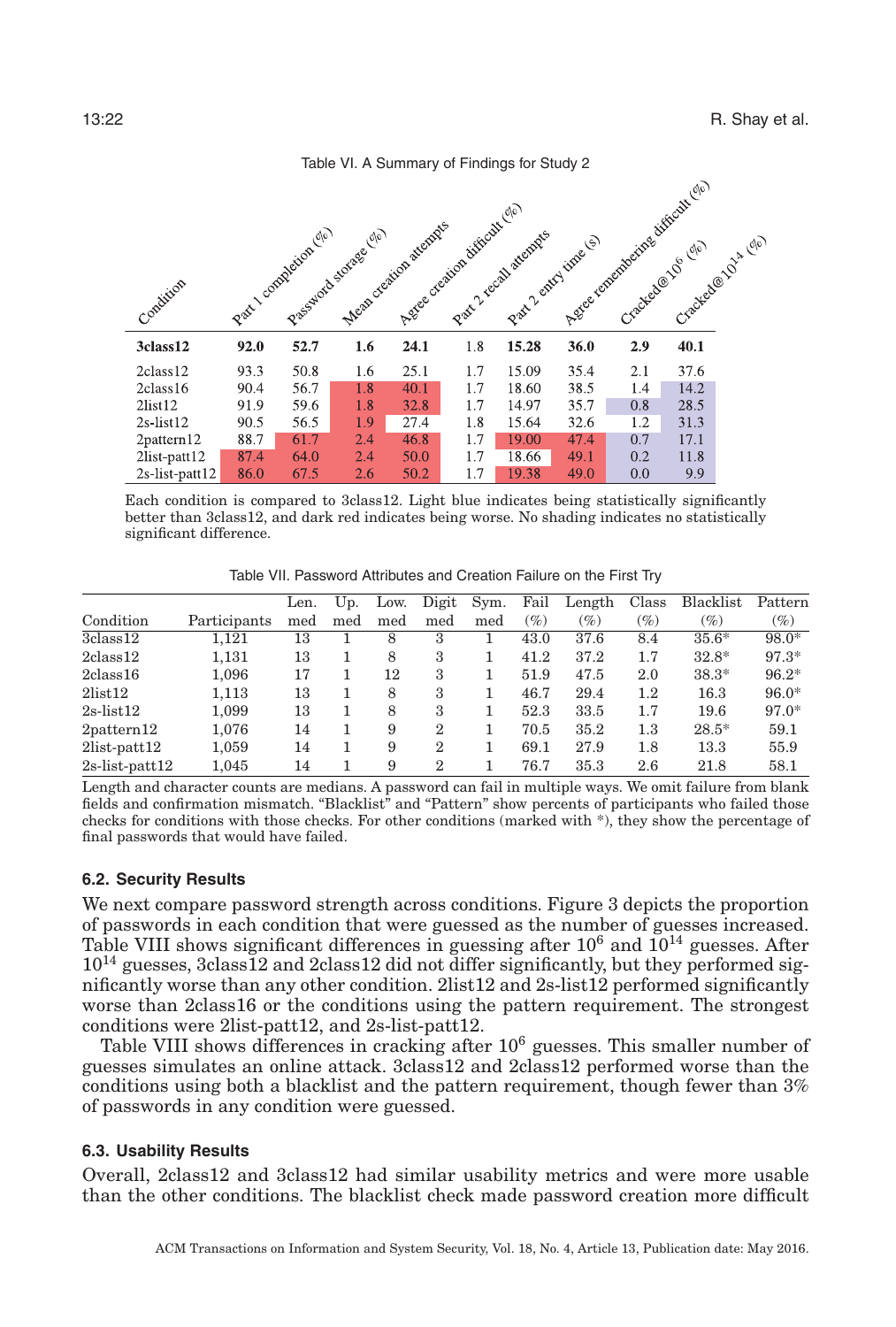Table VI. A Summary of Findings for Study 2

| Condition | Part 1 completion (%) | Password storage (%) | Mean creation attempts | Agree creation difficult (%) | Part 2 recall attempts | Part 2 entry time (s) | Agree remembering difficult (%) | Cracked@$10^6$ (%) | Cracked@$10^{14}$ (%) |
|---|---|---|---|---|---|---|---|---|---|
| **3class12** | **92.0** | **52.7** | **1.6** | **24.1** | 1.8 | **15.28** | **36.0** | **2.9** | **40.1** |
| 2class12 | 93.3 | 50.8 | 1.6 | 25.1 | 1.7 | 15.09 | 35.4 | 2.1 | 37.6 |
| 2class16 | 90.4 | 56.7 | 1.8 | 40.1 | 1.7 | 18.60 | 38.5 | 1.4 | 14.2 |
| 2list12 | 91.9 | 59.6 | 1.8 | 32.8 | 1.7 | 14.97 | 35.7 | 0.8 | 28.5 |
| 2s-list12 | 90.5 | 56.5 | 1.9 | 27.4 | 1.8 | 15.64 | 32.6 | 1.2 | 31.3 |
| 2pattern12 | 88.7 | 61.7 | 2.4 | 46.8 | 1.7 | 19.00 | 47.4 | 0.7 | 17.1 |
| 2list-patt12 | 87.4 | 64.0 | 2.4 | 50.0 | 1.7 | 18.66 | 49.1 | 0.2 | 11.8 |
| 2s-list-patt12 | 86.0 | 67.5 | 2.6 | 50.2 | 1.7 | 19.38 | 49.0 | 0.0 | 9.9 |

Each condition is compared to 3class12. Light blue indicates being statistically significantly better than 3class12, and dark red indicates being worse. No shading indicates no statistically significant difference.

Table VII. Password Attributes and Creation Failure on the First Try

| Condition | Participants | Len. med | Up. med | Low. med | Digit med | Sym. med | Fail (%) | Length (%) | Class (%) | Blacklist (%) | Pattern (%) |
|---|---|---|---|---|---|---|---|---|---|---|---|
| 3class12 | 1,121 | 13 | 1 | 8 | 3 | 1 | 43.0 | 37.6 | 8.4 | 35.6* | 98.0* |
| 2class12 | 1,131 | 13 | 1 | 8 | 3 | 1 | 41.2 | 37.2 | 1.7 | 32.8* | 97.3* |
| 2class16 | 1,096 | 17 | 1 | 12 | 3 | 1 | 51.9 | 47.5 | 2.0 | 38.3* | 96.2* |
| 2list12 | 1,113 | 13 | 1 | 8 | 3 | 1 | 46.7 | 29.4 | 1.2 | 16.3 | 96.0* |
| 2s-list12 | 1,099 | 13 | 1 | 8 | 3 | 1 | 52.3 | 33.5 | 1.7 | 19.6 | 97.0* |
| 2pattern12 | 1,076 | 14 | 1 | 9 | 2 | 1 | 70.5 | 35.2 | 1.3 | 28.5* | 59.1 |
| 2list-patt12 | 1,059 | 14 | 1 | 9 | 2 | 1 | 69.1 | 27.9 | 1.8 | 13.3 | 55.9 |
| 2s-list-patt12 | 1,045 | 14 | 1 | 9 | 2 | 1 | 76.7 | 35.3 | 2.6 | 21.8 | 58.1 |

Length and character counts are medians. A password can fail in multiple ways. We omit failure from blank fields and confirmation mismatch. "Blacklist" and "Pattern" show percents of participants who failed those checks for conditions with those checks. For other conditions (marked with *), they show the percentage of final passwords that would have failed.

### 6.2. Security Results

We next compare password strength across conditions. Figure 3 depicts the proportion of passwords in each condition that were guessed as the number of guesses increased. Table VIII shows significant differences in guessing after $10^6$ and $10^{14}$ guesses. After $10^{14}$ guesses, 3class12 and 2class12 did not differ significantly, but they performed significantly worse than any other condition. 2list12 and 2s-list12 performed significantly worse than 2class16 or the conditions using the pattern requirement. The strongest conditions were 2list-patt12, and 2s-list-patt12.

Table VIII shows differences in cracking after $10^6$ guesses. This smaller number of guesses simulates an online attack. 3class12 and 2class12 performed worse than the conditions using both a blacklist and the pattern requirement, though fewer than 3% of passwords in any condition were guessed.

### 6.3. Usability Results

Overall, 2class12 and 3class12 had similar usability metrics and were more usable than the other conditions. The blacklist check made password creation more difficult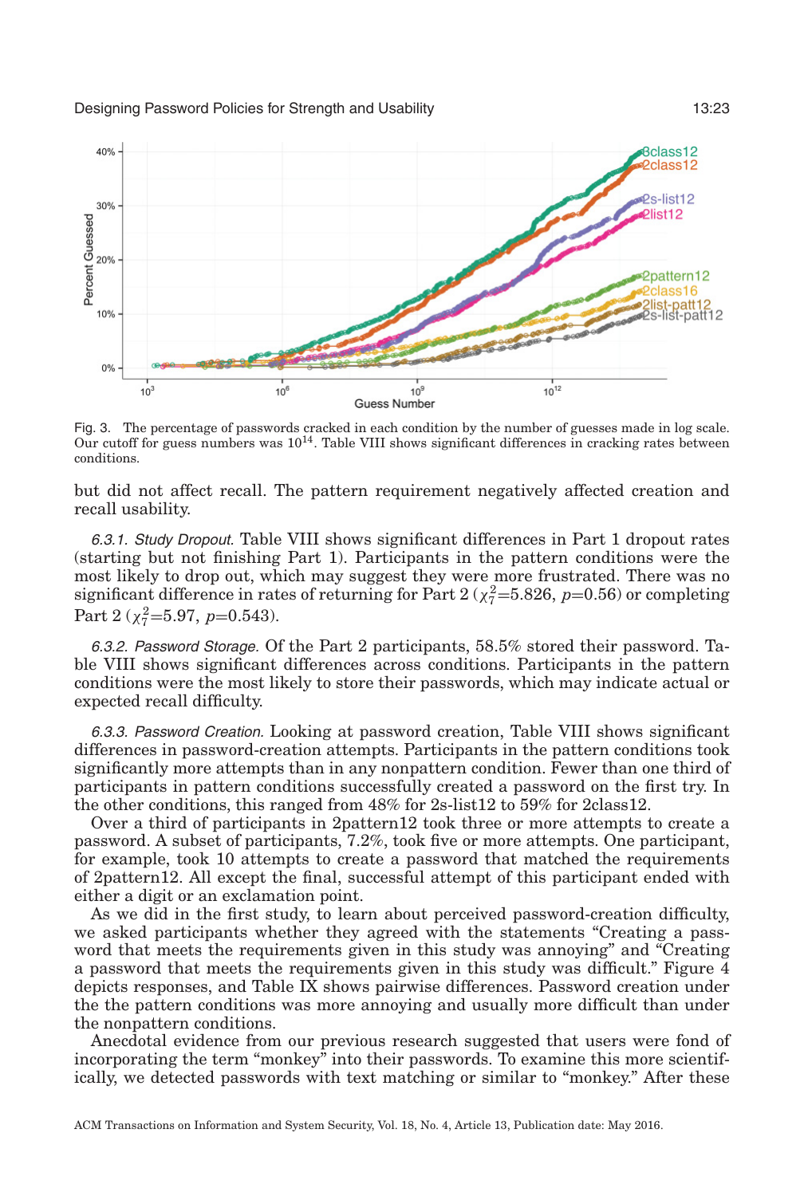Fig. 3. The percentage of passwords cracked in each condition by the number of guesses made in log scale. Our cutoff for guess numbers was $10^{14}$. Table VIII shows significant differences in cracking rates between conditions.

but did not affect recall. The pattern requirement negatively affected creation and recall usability.

*6.3.1. Study Dropout.* Table VIII shows significant differences in Part 1 dropout rates (starting but not finishing Part 1). Participants in the pattern conditions were the most likely to drop out, which may suggest they were more frustrated. There was no significant difference in rates of returning for Part 2 ($\chi^2_7$=5.826, $p$=0.56) or completing Part 2 ($\chi^2_7$=5.97, $p$=0.543).

*6.3.2. Password Storage.* Of the Part 2 participants, 58.5% stored their password. Table VIII shows significant differences across conditions. Participants in the pattern conditions were the most likely to store their passwords, which may indicate actual or expected recall difficulty.

*6.3.3. Password Creation.* Looking at password creation, Table VIII shows significant differences in password-creation attempts. Participants in the pattern conditions took significantly more attempts than in any nonpattern condition. Fewer than one third of participants in pattern conditions successfully created a password on the first try. In the other conditions, this ranged from 48% for 2s-list12 to 59% for 2class12.

Over a third of participants in 2pattern12 took three or more attempts to create a password. A subset of participants, 7.2%, took five or more attempts. One participant, for example, took 10 attempts to create a password that matched the requirements of 2pattern12. All except the final, successful attempt of this participant ended with either a digit or an exclamation point.

As we did in the first study, to learn about perceived password-creation difficulty, we asked participants whether they agreed with the statements "Creating a password that meets the requirements given in this study was annoying" and "Creating a password that meets the requirements given in this study was difficult." Figure 4 depicts responses, and Table IX shows pairwise differences. Password creation under the the pattern conditions was more annoying and usually more difficult than under the nonpattern conditions.

Anecdotal evidence from our previous research suggested that users were fond of incorporating the term "monkey" into their passwords. To examine this more scientifically, we detected passwords with text matching or similar to "monkey." After these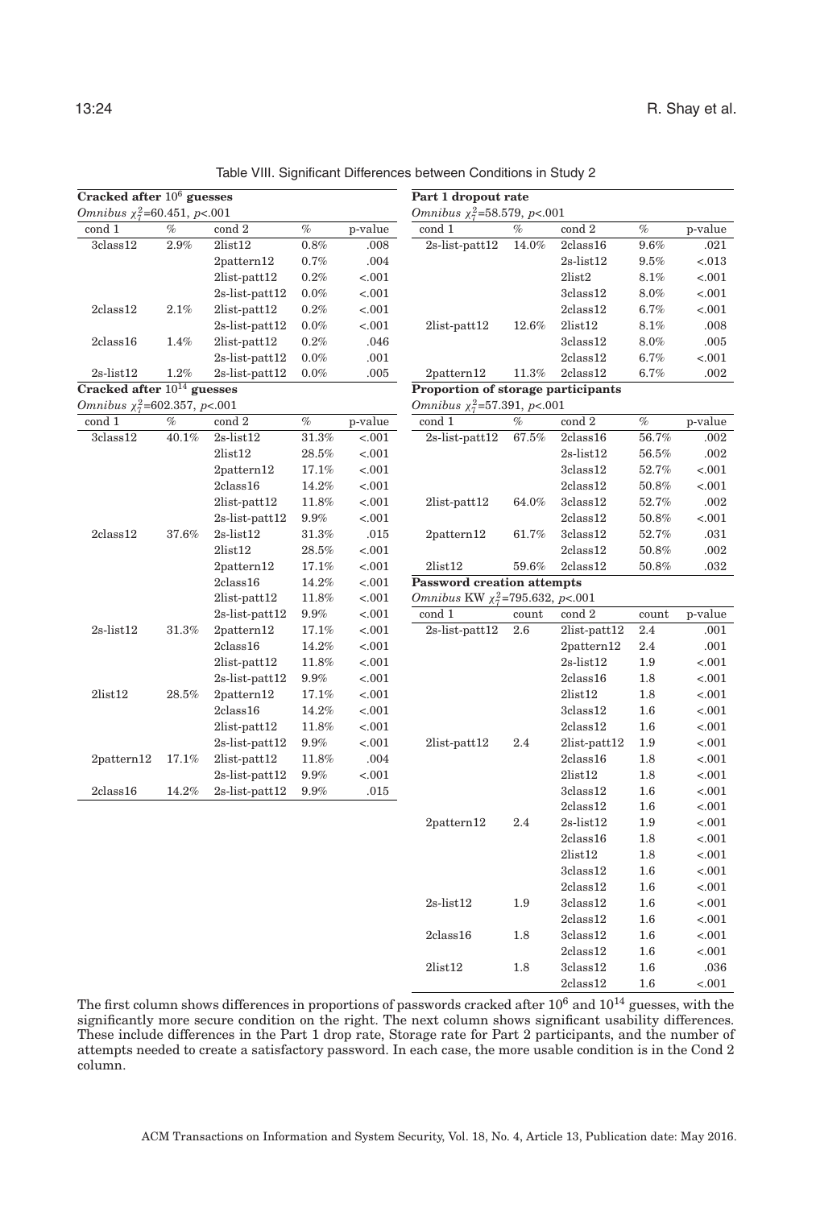Table VIII. Significant Differences between Conditions in Study 2

**Cracked after $10^6$ guesses**

*Omnibus* $\chi^2_7$=60.451, $p$<.001

| cond 1 | % | cond 2 | % | p-value |
|---|---|---|---|---|
| 3class12 | 2.9% | 2list12 | 0.8% | .008 |
| | | 2pattern12 | 0.7% | .004 |
| | | 2list-patt12 | 0.2% | <.001 |
| | | 2s-list-patt12 | 0.0% | <.001 |
| 2class12 | 2.1% | 2list-patt12 | 0.2% | <.001 |
| | | 2s-list-patt12 | 0.0% | <.001 |
| 2class16 | 1.4% | 2list-patt12 | 0.2% | .046 |
| | | 2s-list-patt12 | 0.0% | .001 |
| 2s-list12 | 1.2% | 2s-list-patt12 | 0.0% | .005 |

**Cracked after $10^{14}$ guesses**

*Omnibus* $\chi^2_7$=602.357, $p$<.001

| cond 1 | % | cond 2 | % | p-value |
|---|---|---|---|---|
| 3class12 | 40.1% | 2s-list12 | 31.3% | <.001 |
| | | 2list12 | 28.5% | <.001 |
| | | 2pattern12 | 17.1% | <.001 |
| | | 2class16 | 14.2% | <.001 |
| | | 2list-patt12 | 11.8% | <.001 |
| | | 2s-list-patt12 | 9.9% | <.001 |
| 2class12 | 37.6% | 2s-list12 | 31.3% | .015 |
| | | 2list12 | 28.5% | <.001 |
| | | 2pattern12 | 17.1% | <.001 |
| | | 2class16 | 14.2% | <.001 |
| | | 2list-patt12 | 11.8% | <.001 |
| | | 2s-list-patt12 | 9.9% | <.001 |
| 2s-list12 | 31.3% | 2pattern12 | 17.1% | <.001 |
| | | 2class16 | 14.2% | <.001 |
| | | 2list-patt12 | 11.8% | <.001 |
| | | 2s-list-patt12 | 9.9% | <.001 |
| 2list12 | 28.5% | 2pattern12 | 17.1% | <.001 |
| | | 2class16 | 14.2% | <.001 |
| | | 2list-patt12 | 11.8% | <.001 |
| | | 2s-list-patt12 | 9.9% | <.001 |
| 2pattern12 | 17.1% | 2list-patt12 | 11.8% | .004 |
| | | 2s-list-patt12 | 9.9% | <.001 |
| 2class16 | 14.2% | 2s-list-patt12 | 9.9% | .015 |

**Part 1 dropout rate**

*Omnibus* $\chi^2_7$=58.579, $p$<.001

| cond 1 | % | cond 2 | % | p-value |
|---|---|---|---|---|
| 2s-list-patt12 | 14.0% | 2class16 | 9.6% | .021 |
| | | 2s-list12 | 9.5% | <.013 |
| | | 2list2 | 8.1% | <.001 |
| | | 3class12 | 8.0% | <.001 |
| | | 2class12 | 6.7% | <.001 |
| 2list-patt12 | 12.6% | 2list12 | 8.1% | .008 |
| | | 3class12 | 8.0% | .005 |
| | | 2class12 | 6.7% | <.001 |
| 2pattern12 | 11.3% | 2class12 | 6.7% | .002 |

**Proportion of storage participants**

*Omnibus* $\chi^2_7$=57.391, $p$<.001

| cond 1 | % | cond 2 | % | p-value |
|---|---|---|---|---|
| 2s-list-patt12 | 67.5% | 2class16 | 56.7% | .002 |
| | | 2s-list12 | 56.5% | .002 |
| | | 3class12 | 52.7% | <.001 |
| | | 2class12 | 50.8% | <.001 |
| 2list-patt12 | 64.0% | 3class12 | 52.7% | .002 |
| | | 2class12 | 50.8% | <.001 |
| 2pattern12 | 61.7% | 3class12 | 52.7% | .031 |
| | | 2class12 | 50.8% | .002 |
| 2list12 | 59.6% | 2class12 | 50.8% | .032 |

**Password creation attempts**

*Omnibus* KW $\chi^2_7$=795.632, $p$<.001

| cond 1 | count | cond 2 | count | p-value |
|---|---|---|---|---|
| 2s-list-patt12 | 2.6 | 2list-patt12 | 2.4 | .001 |
| | | 2pattern12 | 2.4 | .001 |
| | | 2s-list12 | 1.9 | <.001 |
| | | 2class16 | 1.8 | <.001 |
| | | 2list12 | 1.8 | <.001 |
| | | 3class12 | 1.6 | <.001 |
| | | 2class12 | 1.6 | <.001 |
| 2list-patt12 | 2.4 | 2list-patt12 | 1.9 | <.001 |
| | | 2class16 | 1.8 | <.001 |
| | | 2list12 | 1.8 | <.001 |
| | | 3class12 | 1.6 | <.001 |
| | | 2class12 | 1.6 | <.001 |
| 2pattern12 | 2.4 | 2s-list12 | 1.9 | <.001 |
| | | 2class16 | 1.8 | <.001 |
| | | 2list12 | 1.8 | <.001 |
| | | 3class12 | 1.6 | <.001 |
| | | 2class12 | 1.6 | <.001 |
| 2s-list12 | 1.9 | 3class12 | 1.6 | <.001 |
| | | 2class12 | 1.6 | <.001 |
| 2class16 | 1.8 | 3class12 | 1.6 | <.001 |
| | | 2class12 | 1.6 | <.001 |
| 2list12 | 1.8 | 3class12 | 1.6 | .036 |
| | | 2class12 | 1.6 | <.001 |

The first column shows differences in proportions of passwords cracked after $10^6$ and $10^{14}$ guesses, with the significantly more secure condition on the right. The next column shows significant usability differences. These include differences in the Part 1 drop rate, Storage rate for Part 2 participants, and the number of attempts needed to create a satisfactory password. In each case, the more usable condition is in the Cond 2 column.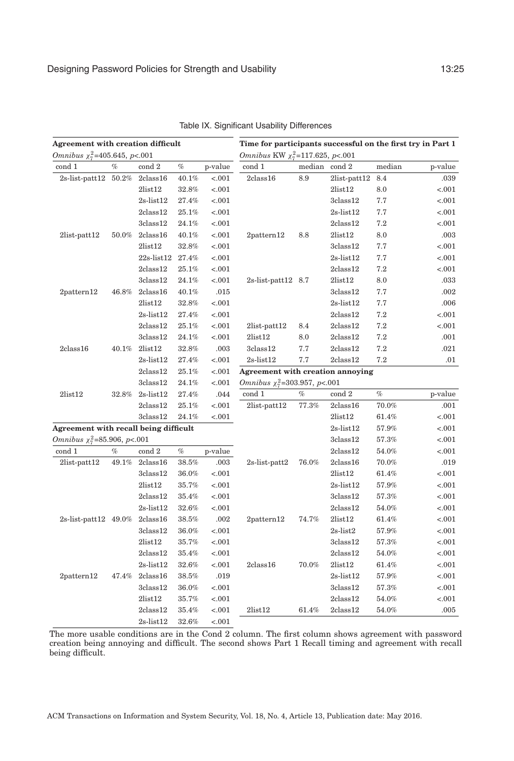Table IX. Significant Usability Differences

**Agreement with creation difficult**

*Omnibus* $\chi^2_7$=405.645, $p$<.001

| cond 1 | % | cond 2 | % | p-value |
|---|---|---|---|---|
| 2s-list-patt12 | 50.2% | 2class16 | 40.1% | <.001 |
| | | 2list12 | 32.8% | <.001 |
| | | 2s-list12 | 27.4% | <.001 |
| | | 2class12 | 25.1% | <.001 |
| | | 3class12 | 24.1% | <.001 |
| 2list-patt12 | 50.0% | 2class16 | 40.1% | <.001 |
| | | 2list12 | 32.8% | <.001 |
| | | 22s-list12 | 27.4% | <.001 |
| | | 2class12 | 25.1% | <.001 |
| | | 3class12 | 24.1% | <.001 |
| 2pattern12 | 46.8% | 2class16 | 40.1% | .015 |
| | | 2list12 | 32.8% | <.001 |
| | | 2s-list12 | 27.4% | <.001 |
| | | 2class12 | 25.1% | <.001 |
| | | 3class12 | 24.1% | <.001 |
| 2class16 | 40.1% | 2list12 | 32.8% | .003 |
| | | 2s-list12 | 27.4% | <.001 |
| | | 2class12 | 25.1% | <.001 |
| | | 3class12 | 24.1% | <.001 |
| 2list12 | 32.8% | 2s-list12 | 27.4% | .044 |
| | | 2class12 | 25.1% | <.001 |
| | | 3class12 | 24.1% | <.001 |

**Agreement with recall being difficult**

*Omnibus* $\chi^2_7$=85.906, $p$<.001

| cond 1 | % | cond 2 | % | p-value |
|---|---|---|---|---|
| 2list-patt12 | 49.1% | 2class16 | 38.5% | .003 |
| | | 3class12 | 36.0% | <.001 |
| | | 2list12 | 35.7% | <.001 |
| | | 2class12 | 35.4% | <.001 |
| | | 2s-list12 | 32.6% | <.001 |
| 2s-list-patt12 | 49.0% | 2class16 | 38.5% | .002 |
| | | 3class12 | 36.0% | <.001 |
| | | 2list12 | 35.7% | <.001 |
| | | 2class12 | 35.4% | <.001 |
| | | 2s-list12 | 32.6% | <.001 |
| 2pattern12 | 47.4% | 2class16 | 38.5% | .019 |
| | | 3class12 | 36.0% | <.001 |
| | | 2list12 | 35.7% | <.001 |
| | | 2class12 | 35.4% | <.001 |
| | | 2s-list12 | 32.6% | <.001 |

**Time for participants successful on the first try in Part 1**

*Omnibus* KW $\chi^2_7$=117.625, $p$<.001

| cond 1 | median | cond 2 | median | p-value |
|---|---|---|---|---|
| 2class16 | 8.9 | 2list-patt12 | 8.4 | .039 |
| | | 2list12 | 8.0 | <.001 |
| | | 3class12 | 7.7 | <.001 |
| | | 2s-list12 | 7.7 | <.001 |
| | | 2class12 | 7.2 | <.001 |
| 2pattern12 | 8.8 | 2list12 | 8.0 | .003 |
| | | 3class12 | 7.7 | <.001 |
| | | 2s-list12 | 7.7 | <.001 |
| | | 2class12 | 7.2 | <.001 |
| 2s-list-patt12 | 8.7 | 2list12 | 8.0 | .033 |
| | | 3class12 | 7.7 | .002 |
| | | 2s-list12 | 7.7 | .006 |
| | | 2class12 | 7.2 | <.001 |
| 2list-patt12 | 8.4 | 2class12 | 7.2 | <.001 |
| 2list12 | 8.0 | 2class12 | 7.2 | .001 |
| 3class12 | 7.7 | 2class12 | 7.2 | .021 |
| 2s-list12 | 7.7 | 2class12 | 7.2 | .01 |

**Agreement with creation annoying**

*Omnibus* $\chi^2_7$=303.957, $p$<.001

| cond 1 | % | cond 2 | % | p-value |
|---|---|---|---|---|
| 2list-patt12 | 77.3% | 2class16 | 70.0% | .001 |
| | | 2list12 | 61.4% | <.001 |
| | | 2s-list12 | 57.9% | <.001 |
| | | 3class12 | 57.3% | <.001 |
| | | 2class12 | 54.0% | <.001 |
| 2s-list-patt2 | 76.0% | 2class16 | 70.0% | .019 |
| | | 2list12 | 61.4% | <.001 |
| | | 2s-list12 | 57.9% | <.001 |
| | | 3class12 | 57.3% | <.001 |
| | | 2class12 | 54.0% | <.001 |
| 2pattern12 | 74.7% | 2list12 | 61.4% | <.001 |
| | | 2s-list2 | 57.9% | <.001 |
| | | 3class12 | 57.3% | <.001 |
| | | 2class12 | 54.0% | <.001 |
| 2class16 | 70.0% | 2list12 | 61.4% | <.001 |
| | | 2s-list12 | 57.9% | <.001 |
| | | 3class12 | 57.3% | <.001 |
| | | 2class12 | 54.0% | <.001 |
| 2list12 | 61.4% | 2class12 | 54.0% | .005 |

The more usable conditions are in the Cond 2 column. The first column shows agreement with password creation being annoying and difficult. The second shows Part 1 Recall timing and agreement with recall being difficult.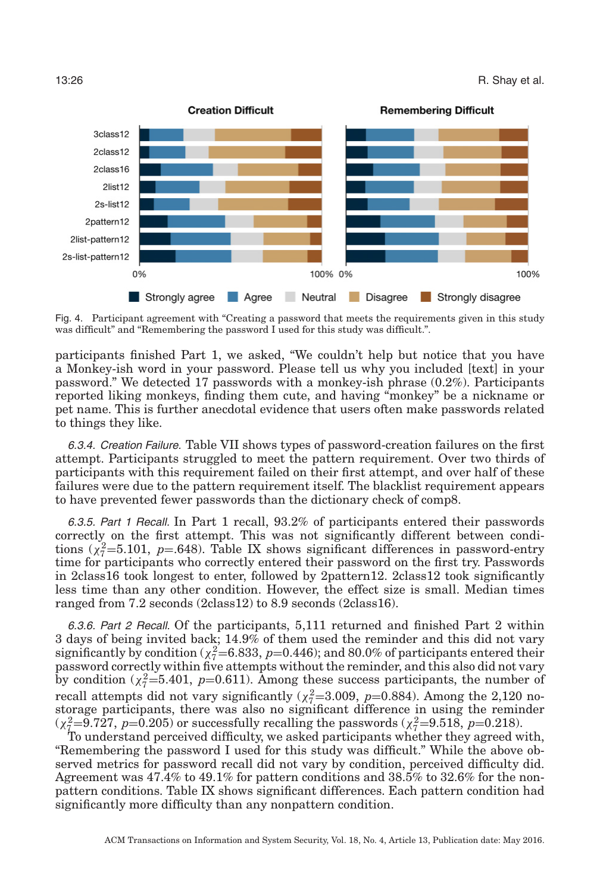Fig. 4. Participant agreement with “Creating a password that meets the requirements given in this study was difficult” and “Remembering the password I used for this study was difficult.”.

participants finished Part 1, we asked, “We couldn’t help but notice that you have a Monkey-ish word in your password. Please tell us why you included [text] in your password.” We detected 17 passwords with a monkey-ish phrase (0.2%). Participants reported liking monkeys, finding them cute, and having “monkey” be a nickname or pet name. This is further anecdotal evidence that users often make passwords related to things they like.

*6.3.4. Creation Failure.* Table VII shows types of password-creation failures on the first attempt. Participants struggled to meet the pattern requirement. Over two thirds of participants with this requirement failed on their first attempt, and over half of these failures were due to the pattern requirement itself. The blacklist requirement appears to have prevented fewer passwords than the dictionary check of comp8.

*6.3.5. Part 1 Recall.* In Part 1 recall, 93.2% of participants entered their passwords correctly on the first attempt. This was not significantly different between conditions ($\chi^2_7$=5.101, $p$=.648). Table IX shows significant differences in password-entry time for participants who correctly entered their password on the first try. Passwords in 2class16 took longest to enter, followed by 2pattern12. 2class12 took significantly less time than any other condition. However, the effect size is small. Median times ranged from 7.2 seconds (2class12) to 8.9 seconds (2class16).

*6.3.6. Part 2 Recall.* Of the participants, 5,111 returned and finished Part 2 within 3 days of being invited back; 14.9% of them used the reminder and this did not vary significantly by condition ($\chi^2_7$=6.833, $p$=0.446); and 80.0% of participants entered their password correctly within five attempts without the reminder, and this also did not vary by condition ($\chi^2_7$=5.401, $p$=0.611). Among these success participants, the number of recall attempts did not vary significantly ($\chi^2_7$=3.009, $p$=0.884). Among the 2,120 no-storage participants, there was also no significant difference in using the reminder ($\chi^2_7$=9.727, $p$=0.205) or successfully recalling the passwords ($\chi^2_7$=9.518, $p$=0.218).

To understand perceived difficulty, we asked participants whether they agreed with, “Remembering the password I used for this study was difficult.” While the above observed metrics for password recall did not vary by condition, perceived difficulty did. Agreement was 47.4% to 49.1% for pattern conditions and 38.5% to 32.6% for the nonpattern conditions. Table IX shows significant differences. Each pattern condition had significantly more difficulty than any nonpattern condition.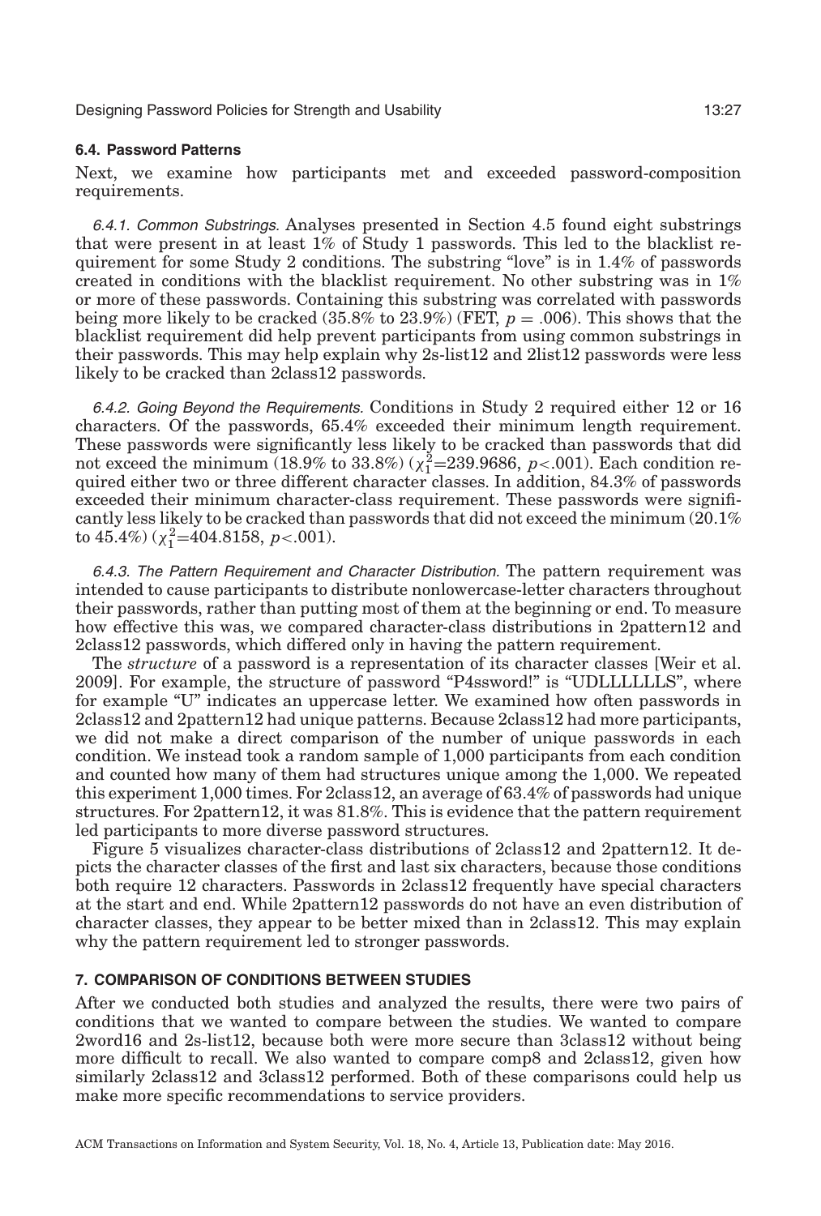### 6.4. Password Patterns

Next, we examine how participants met and exceeded password-composition requirements.

*6.4.1. Common Substrings.* Analyses presented in Section 4.5 found eight substrings that were present in at least 1% of Study 1 passwords. This led to the blacklist requirement for some Study 2 conditions. The substring "love" is in 1.4% of passwords created in conditions with the blacklist requirement. No other substring was in 1% or more of these passwords. Containing this substring was correlated with passwords being more likely to be cracked (35.8% to 23.9%) (FET, $p = .006$). This shows that the blacklist requirement did help prevent participants from using common substrings in their passwords. This may help explain why 2s-list12 and 2list12 passwords were less likely to be cracked than 2class12 passwords.

*6.4.2. Going Beyond the Requirements.* Conditions in Study 2 required either 12 or 16 characters. Of the passwords, 65.4% exceeded their minimum length requirement. These passwords were significantly less likely to be cracked than passwords that did not exceed the minimum (18.9% to 33.8%) ($\chi_1^2$=239.9686, $p$<.001). Each condition required either two or three different character classes. In addition, 84.3% of passwords exceeded their minimum character-class requirement. These passwords were significantly less likely to be cracked than passwords that did not exceed the minimum (20.1% to 45.4%) ($\chi_1^2$=404.8158, $p$<.001).

*6.4.3. The Pattern Requirement and Character Distribution.* The pattern requirement was intended to cause participants to distribute nonlowercase-letter characters throughout their passwords, rather than putting most of them at the beginning or end. To measure how effective this was, we compared character-class distributions in 2pattern12 and 2class12 passwords, which differed only in having the pattern requirement.

The *structure* of a password is a representation of its character classes [Weir et al. 2009]. For example, the structure of password "P4ssword!" is "UDLLLLLLS", where for example "U" indicates an uppercase letter. We examined how often passwords in 2class12 and 2pattern12 had unique patterns. Because 2class12 had more participants, we did not make a direct comparison of the number of unique passwords in each condition. We instead took a random sample of 1,000 participants from each condition and counted how many of them had structures unique among the 1,000. We repeated this experiment 1,000 times. For 2class12, an average of 63.4% of passwords had unique structures. For 2pattern12, it was 81.8%. This is evidence that the pattern requirement led participants to more diverse password structures.

Figure 5 visualizes character-class distributions of 2class12 and 2pattern12. It depicts the character classes of the first and last six characters, because those conditions both require 12 characters. Passwords in 2class12 frequently have special characters at the start and end. While 2pattern12 passwords do not have an even distribution of character classes, they appear to be better mixed than in 2class12. This may explain why the pattern requirement led to stronger passwords.

## 7. COMPARISON OF CONDITIONS BETWEEN STUDIES

After we conducted both studies and analyzed the results, there were two pairs of conditions that we wanted to compare between the studies. We wanted to compare 2word16 and 2s-list12, because both were more secure than 3class12 without being more difficult to recall. We also wanted to compare comp8 and 2class12, given how similarly 2class12 and 3class12 performed. Both of these comparisons could help us make more specific recommendations to service providers.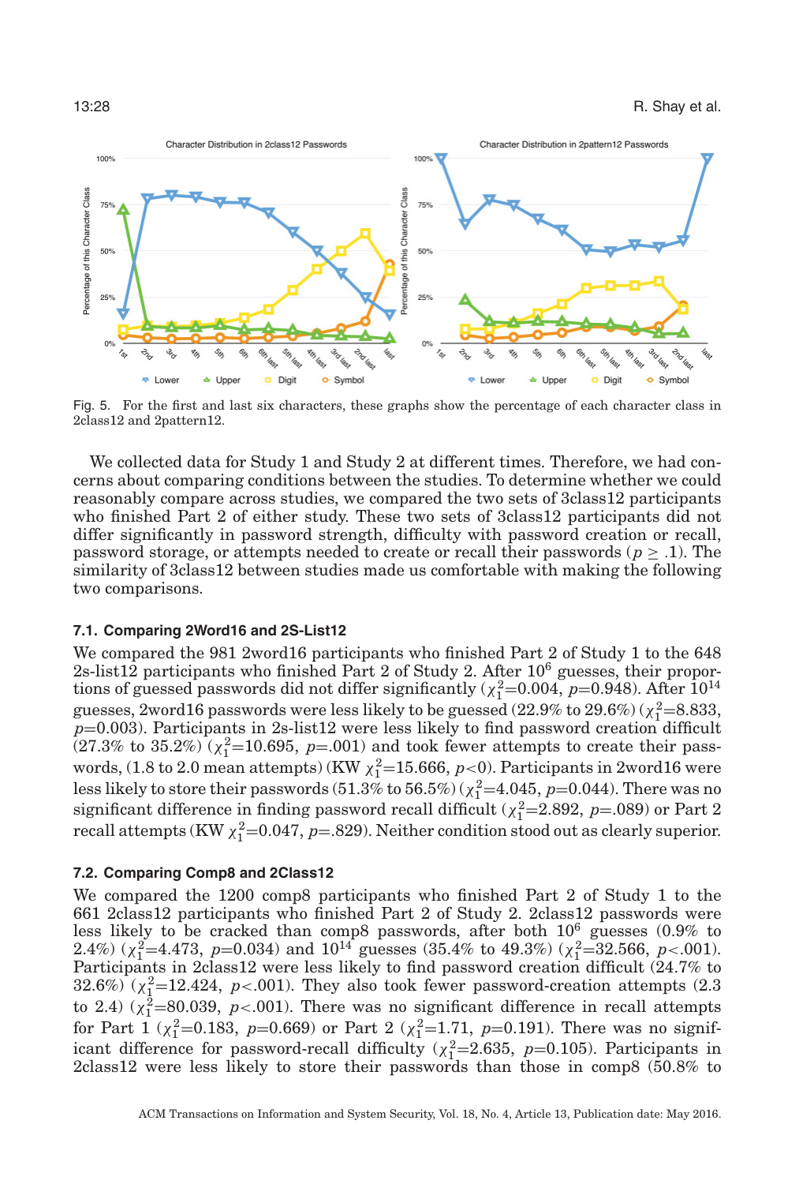Fig. 5. For the first and last six characters, these graphs show the percentage of each character class in 2class12 and 2pattern12.

We collected data for Study 1 and Study 2 at different times. Therefore, we had concerns about comparing conditions between the studies. To determine whether we could reasonably compare across studies, we compared the two sets of 3class12 participants who finished Part 2 of either study. These two sets of 3class12 participants did not differ significantly in password strength, difficulty with password creation or recall, password storage, or attempts needed to create or recall their passwords ($p \geq .1$). The similarity of 3class12 between studies made us comfortable with making the following two comparisons.

### 7.1. Comparing 2Word16 and 2S-List12

We compared the 981 2word16 participants who finished Part 2 of Study 1 to the 648 2s-list12 participants who finished Part 2 of Study 2. After $10^6$ guesses, their proportions of guessed passwords did not differ significantly ($\chi^2_1$=0.004, $p$=0.948). After $10^{14}$ guesses, 2word16 passwords were less likely to be guessed (22.9% to 29.6%) ($\chi^2_1$=8.833, $p$=0.003). Participants in 2s-list12 were less likely to find password creation difficult (27.3% to 35.2%) ($\chi^2_1$=10.695, $p$=.001) and took fewer attempts to create their passwords, (1.8 to 2.0 mean attempts) (KW $\chi^2_1$=15.666, $p$<0). Participants in 2word16 were less likely to store their passwords (51.3% to 56.5%) ($\chi^2_1$=4.045, $p$=0.044). There was no significant difference in finding password recall difficult ($\chi^2_1$=2.892, $p$=.089) or Part 2 recall attempts (KW $\chi^2_1$=0.047, $p$=.829). Neither condition stood out as clearly superior.

### 7.2. Comparing Comp8 and 2Class12

We compared the 1200 comp8 participants who finished Part 2 of Study 1 to the 661 2class12 participants who finished Part 2 of Study 2. 2class12 passwords were less likely to be cracked than comp8 passwords, after both $10^6$ guesses (0.9% to 2.4%) ($\chi^2_1$=4.473, $p$=0.034) and $10^{14}$ guesses (35.4% to 49.3%) ($\chi^2_1$=32.566, $p$<.001). Participants in 2class12 were less likely to find password creation difficult (24.7% to 32.6%) ($\chi^2_1$=12.424, $p$<.001). They also took fewer password-creation attempts (2.3 to 2.4) ($\chi^2_1$=80.039, $p$<.001). There was no significant difference in recall attempts for Part 1 ($\chi^2_1$=0.183, $p$=0.669) or Part 2 ($\chi^2_1$=1.71, $p$=0.191). There was no significant difference for password-recall difficulty ($\chi^2_1$=2.635, $p$=0.105). Participants in 2class12 were less likely to store their passwords than those in comp8 (50.8% to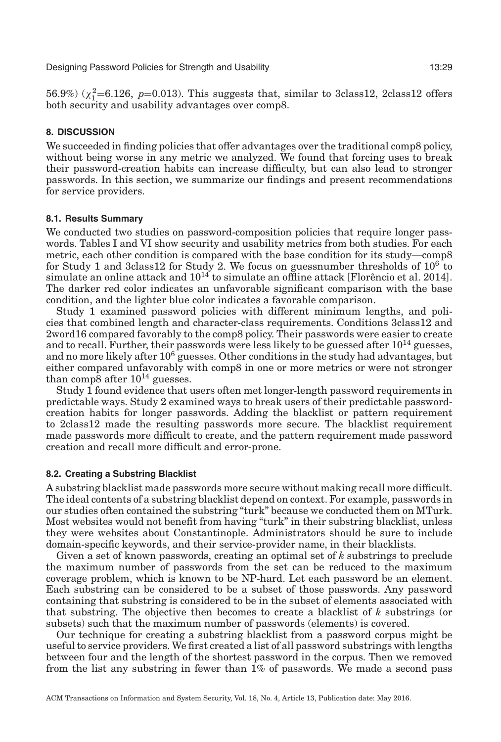56.9%) ($\chi^2_1$=6.126, $p$=0.013). This suggests that, similar to 3class12, 2class12 offers both security and usability advantages over comp8.

## 8. DISCUSSION

We succeeded in finding policies that offer advantages over the traditional comp8 policy, without being worse in any metric we analyzed. We found that forcing uses to break their password-creation habits can increase difficulty, but can also lead to stronger passwords. In this section, we summarize our findings and present recommendations for service providers.

### 8.1. Results Summary

We conducted two studies on password-composition policies that require longer passwords. Tables I and VI show security and usability metrics from both studies. For each metric, each other condition is compared with the base condition for its study—comp8 for Study 1 and 3class12 for Study 2. We focus on guessnumber thresholds of $10^6$ to simulate an online attack and $10^{14}$ to simulate an offline attack [Florêncio et al. 2014]. The darker red color indicates an unfavorable significant comparison with the base condition, and the lighter blue color indicates a favorable comparison.

Study 1 examined password policies with different minimum lengths, and policies that combined length and character-class requirements. Conditions 3class12 and 2word16 compared favorably to the comp8 policy. Their passwords were easier to create and to recall. Further, their passwords were less likely to be guessed after $10^{14}$ guesses, and no more likely after $10^6$ guesses. Other conditions in the study had advantages, but either compared unfavorably with comp8 in one or more metrics or were not stronger than comp8 after $10^{14}$ guesses.

Study 1 found evidence that users often met longer-length password requirements in predictable ways. Study 2 examined ways to break users of their predictable password-creation habits for longer passwords. Adding the blacklist or pattern requirement to 2class12 made the resulting passwords more secure. The blacklist requirement made passwords more difficult to create, and the pattern requirement made password creation and recall more difficult and error-prone.

### 8.2. Creating a Substring Blacklist

A substring blacklist made passwords more secure without making recall more difficult. The ideal contents of a substring blacklist depend on context. For example, passwords in our studies often contained the substring "turk" because we conducted them on MTurk. Most websites would not benefit from having "turk" in their substring blacklist, unless they were websites about Constantinople. Administrators should be sure to include domain-specific keywords, and their service-provider name, in their blacklists.

Given a set of known passwords, creating an optimal set of $k$ substrings to preclude the maximum number of passwords from the set can be reduced to the maximum coverage problem, which is known to be NP-hard. Let each password be an element. Each substring can be considered to be a subset of those passwords. Any password containing that substring is considered to be in the subset of elements associated with that substring. The objective then becomes to create a blacklist of $k$ substrings (or subsets) such that the maximum number of passwords (elements) is covered.

Our technique for creating a substring blacklist from a password corpus might be useful to service providers. We first created a list of all password substrings with lengths between four and the length of the shortest password in the corpus. Then we removed from the list any substring in fewer than 1% of passwords. We made a second pass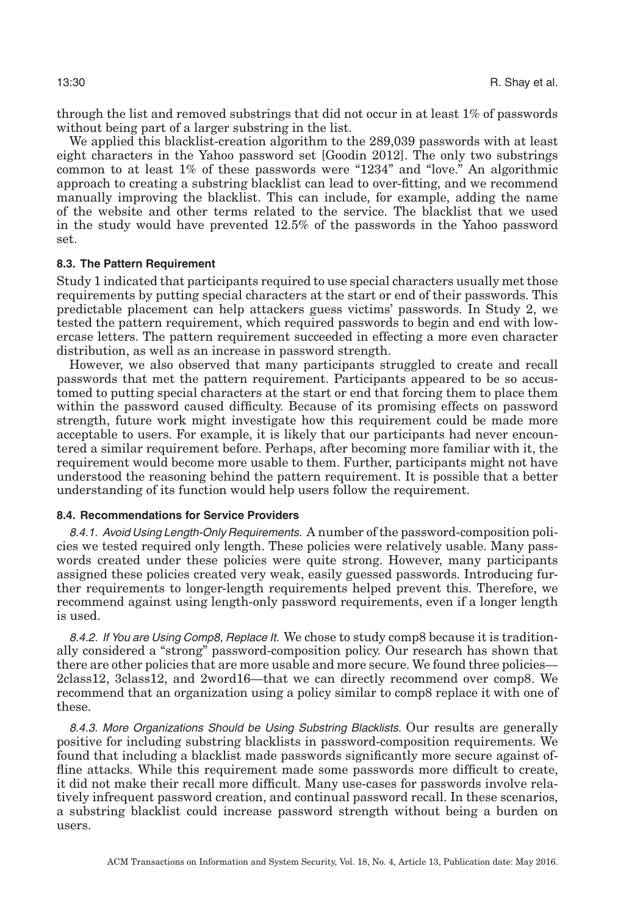through the list and removed substrings that did not occur in at least 1% of passwords without being part of a larger substring in the list.

We applied this blacklist-creation algorithm to the 289,039 passwords with at least eight characters in the Yahoo password set [Goodin 2012]. The only two substrings common to at least 1% of these passwords were "1234" and "love." An algorithmic approach to creating a substring blacklist can lead to over-fitting, and we recommend manually improving the blacklist. This can include, for example, adding the name of the website and other terms related to the service. The blacklist that we used in the study would have prevented 12.5% of the passwords in the Yahoo password set.

### 8.3. The Pattern Requirement

Study 1 indicated that participants required to use special characters usually met those requirements by putting special characters at the start or end of their passwords. This predictable placement can help attackers guess victims' passwords. In Study 2, we tested the pattern requirement, which required passwords to begin and end with lowercase letters. The pattern requirement succeeded in effecting a more even character distribution, as well as an increase in password strength.

However, we also observed that many participants struggled to create and recall passwords that met the pattern requirement. Participants appeared to be so accustomed to putting special characters at the start or end that forcing them to place them within the password caused difficulty. Because of its promising effects on password strength, future work might investigate how this requirement could be made more acceptable to users. For example, it is likely that our participants had never encountered a similar requirement before. Perhaps, after becoming more familiar with it, the requirement would become more usable to them. Further, participants might not have understood the reasoning behind the pattern requirement. It is possible that a better understanding of its function would help users follow the requirement.

### 8.4. Recommendations for Service Providers

*8.4.1. Avoid Using Length-Only Requirements.* A number of the password-composition policies we tested required only length. These policies were relatively usable. Many passwords created under these policies were quite strong. However, many participants assigned these policies created very weak, easily guessed passwords. Introducing further requirements to longer-length requirements helped prevent this. Therefore, we recommend against using length-only password requirements, even if a longer length is used.

*8.4.2. If You are Using Comp8, Replace It.* We chose to study comp8 because it is traditionally considered a "strong" password-composition policy. Our research has shown that there are other policies that are more usable and more secure. We found three policies—2class12, 3class12, and 2word16—that we can directly recommend over comp8. We recommend that an organization using a policy similar to comp8 replace it with one of these.

*8.4.3. More Organizations Should be Using Substring Blacklists.* Our results are generally positive for including substring blacklists in password-composition requirements. We found that including a blacklist made passwords significantly more secure against offline attacks. While this requirement made some passwords more difficult to create, it did not make their recall more difficult. Many use-cases for passwords involve relatively infrequent password creation, and continual password recall. In these scenarios, a substring blacklist could increase password strength without being a burden on users.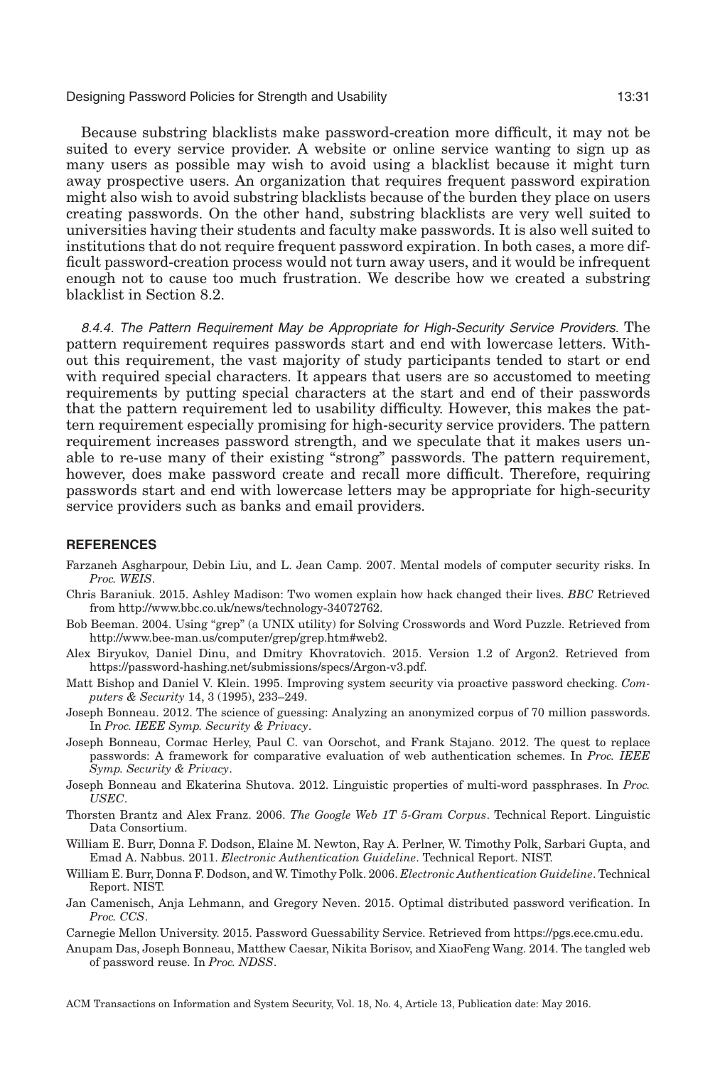Because substring blacklists make password-creation more difficult, it may not be suited to every service provider. A website or online service wanting to sign up as many users as possible may wish to avoid using a blacklist because it might turn away prospective users. An organization that requires frequent password expiration might also wish to avoid substring blacklists because of the burden they place on users creating passwords. On the other hand, substring blacklists are very well suited to universities having their students and faculty make passwords. It is also well suited to institutions that do not require frequent password expiration. In both cases, a more difficult password-creation process would not turn away users, and it would be infrequent enough not to cause too much frustration. We describe how we created a substring blacklist in Section 8.2.

*8.4.4. The Pattern Requirement May be Appropriate for High-Security Service Providers.* The pattern requirement requires passwords start and end with lowercase letters. Without this requirement, the vast majority of study participants tended to start or end with required special characters. It appears that users are so accustomed to meeting requirements by putting special characters at the start and end of their passwords that the pattern requirement led to usability difficulty. However, this makes the pattern requirement especially promising for high-security service providers. The pattern requirement increases password strength, and we speculate that it makes users unable to re-use many of their existing "strong" passwords. The pattern requirement, however, does make password create and recall more difficult. Therefore, requiring passwords start and end with lowercase letters may be appropriate for high-security service providers such as banks and email providers.

## REFERENCES

Farzaneh Asgharpour, Debin Liu, and L. Jean Camp. 2007. Mental models of computer security risks. In *Proc. WEIS*.

Chris Baraniuk. 2015. Ashley Madison: Two women explain how hack changed their lives. *BBC* Retrieved from http://www.bbc.co.uk/news/technology-34072762.

Bob Beeman. 2004. Using "grep" (a UNIX utility) for Solving Crosswords and Word Puzzle. Retrieved from http://www.bee-man.us/computer/grep/grep.htm#web2.

Alex Biryukov, Daniel Dinu, and Dmitry Khovratovich. 2015. Version 1.2 of Argon2. Retrieved from https://password-hashing.net/submissions/specs/Argon-v3.pdf.

Matt Bishop and Daniel V. Klein. 1995. Improving system security via proactive password checking. *Computers & Security* 14, 3 (1995), 233–249.

Joseph Bonneau. 2012. The science of guessing: Analyzing an anonymized corpus of 70 million passwords. In *Proc. IEEE Symp. Security & Privacy*.

Joseph Bonneau, Cormac Herley, Paul C. van Oorschot, and Frank Stajano. 2012. The quest to replace passwords: A framework for comparative evaluation of web authentication schemes. In *Proc. IEEE Symp. Security & Privacy*.

Joseph Bonneau and Ekaterina Shutova. 2012. Linguistic properties of multi-word passphrases. In *Proc. USEC*.

Thorsten Brantz and Alex Franz. 2006. *The Google Web 1T 5-Gram Corpus*. Technical Report. Linguistic Data Consortium.

William E. Burr, Donna F. Dodson, Elaine M. Newton, Ray A. Perlner, W. Timothy Polk, Sarbari Gupta, and Emad A. Nabbus. 2011. *Electronic Authentication Guideline*. Technical Report. NIST.

William E. Burr, Donna F. Dodson, and W. Timothy Polk. 2006. *Electronic Authentication Guideline*. Technical Report. NIST.

Jan Camenisch, Anja Lehmann, and Gregory Neven. 2015. Optimal distributed password verification. In *Proc. CCS*.

Carnegie Mellon University. 2015. Password Guessability Service. Retrieved from https://pgs.ece.cmu.edu.

Anupam Das, Joseph Bonneau, Matthew Caesar, Nikita Borisov, and XiaoFeng Wang. 2014. The tangled web of password reuse. In *Proc. NDSS*.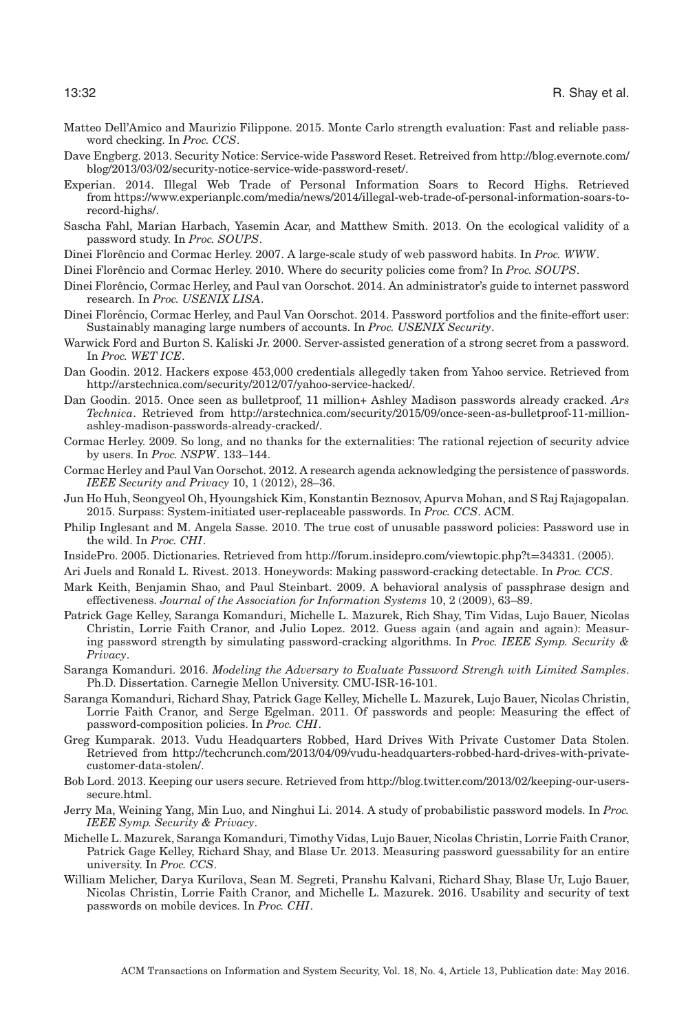Matteo Dell'Amico and Maurizio Filippone. 2015. Monte Carlo strength evaluation: Fast and reliable password checking. In *Proc. CCS*.

Dave Engberg. 2013. Security Notice: Service-wide Password Reset. Retreived from http://blog.evernote.com/blog/2013/03/02/security-notice-service-wide-password-reset/.

Experian. 2014. Illegal Web Trade of Personal Information Soars to Record Highs. Retrieved from https://www.experianplc.com/media/news/2014/illegal-web-trade-of-personal-information-soars-to-record-highs/.

Sascha Fahl, Marian Harbach, Yasemin Acar, and Matthew Smith. 2013. On the ecological validity of a password study. In *Proc. SOUPS*.

Dinei Florêncio and Cormac Herley. 2007. A large-scale study of web password habits. In *Proc. WWW*.

Dinei Florêncio and Cormac Herley. 2010. Where do security policies come from? In *Proc. SOUPS*.

Dinei Florêncio, Cormac Herley, and Paul van Oorschot. 2014. An administrator's guide to internet password research. In *Proc. USENIX LISA*.

Dinei Florêncio, Cormac Herley, and Paul Van Oorschot. 2014. Password portfolios and the finite-effort user: Sustainably managing large numbers of accounts. In *Proc. USENIX Security*.

Warwick Ford and Burton S. Kaliski Jr. 2000. Server-assisted generation of a strong secret from a password. In *Proc. WET ICE*.

Dan Goodin. 2012. Hackers expose 453,000 credentials allegedly taken from Yahoo service. Retrieved from http://arstechnica.com/security/2012/07/yahoo-service-hacked/.

Dan Goodin. 2015. Once seen as bulletproof, 11 million+ Ashley Madison passwords already cracked. *Ars Technica*. Retrieved from http://arstechnica.com/security/2015/09/once-seen-as-bulletproof-11-million-ashley-madison-passwords-already-cracked/.

Cormac Herley. 2009. So long, and no thanks for the externalities: The rational rejection of security advice by users. In *Proc. NSPW*. 133–144.

Cormac Herley and Paul Van Oorschot. 2012. A research agenda acknowledging the persistence of passwords. *IEEE Security and Privacy* 10, 1 (2012), 28–36.

Jun Ho Huh, Seongyeol Oh, Hyoungshick Kim, Konstantin Beznosov, Apurva Mohan, and S Raj Rajagopalan. 2015. Surpass: System-initiated user-replaceable passwords. In *Proc. CCS*. ACM.

Philip Inglesant and M. Angela Sasse. 2010. The true cost of unusable password policies: Password use in the wild. In *Proc. CHI*.

InsidePro. 2005. Dictionaries. Retrieved from http://forum.insidepro.com/viewtopic.php?t=34331. (2005).

Ari Juels and Ronald L. Rivest. 2013. Honeywords: Making password-cracking detectable. In *Proc. CCS*.

Mark Keith, Benjamin Shao, and Paul Steinbart. 2009. A behavioral analysis of passphrase design and effectiveness. *Journal of the Association for Information Systems* 10, 2 (2009), 63–89.

Patrick Gage Kelley, Saranga Komanduri, Michelle L. Mazurek, Rich Shay, Tim Vidas, Lujo Bauer, Nicolas Christin, Lorrie Faith Cranor, and Julio Lopez. 2012. Guess again (and again and again): Measuring password strength by simulating password-cracking algorithms. In *Proc. IEEE Symp. Security & Privacy*.

Saranga Komanduri. 2016. *Modeling the Adversary to Evaluate Password Strengh with Limited Samples*. Ph.D. Dissertation. Carnegie Mellon University. CMU-ISR-16-101.

Saranga Komanduri, Richard Shay, Patrick Gage Kelley, Michelle L. Mazurek, Lujo Bauer, Nicolas Christin, Lorrie Faith Cranor, and Serge Egelman. 2011. Of passwords and people: Measuring the effect of password-composition policies. In *Proc. CHI*.

Greg Kumparak. 2013. Vudu Headquarters Robbed, Hard Drives With Private Customer Data Stolen. Retrieved from http://techcrunch.com/2013/04/09/vudu-headquarters-robbed-hard-drives-with-private-customer-data-stolen/.

Bob Lord. 2013. Keeping our users secure. Retrieved from http://blog.twitter.com/2013/02/keeping-our-users-secure.html.

Jerry Ma, Weining Yang, Min Luo, and Ninghui Li. 2014. A study of probabilistic password models. In *Proc. IEEE Symp. Security & Privacy*.

Michelle L. Mazurek, Saranga Komanduri, Timothy Vidas, Lujo Bauer, Nicolas Christin, Lorrie Faith Cranor, Patrick Gage Kelley, Richard Shay, and Blase Ur. 2013. Measuring password guessability for an entire university. In *Proc. CCS*.

William Melicher, Darya Kurilova, Sean M. Segreti, Pranshu Kalvani, Richard Shay, Blase Ur, Lujo Bauer, Nicolas Christin, Lorrie Faith Cranor, and Michelle L. Mazurek. 2016. Usability and security of text passwords on mobile devices. In *Proc. CHI*.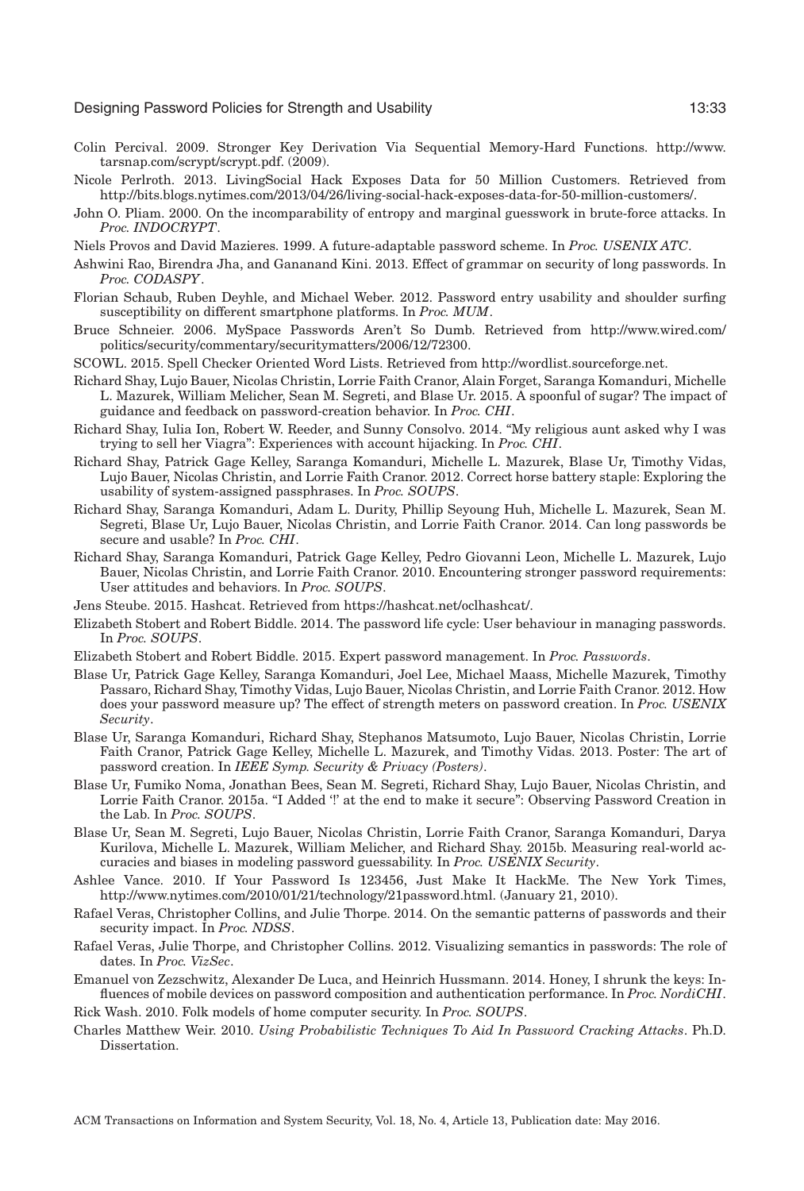Colin Percival. 2009. Stronger Key Derivation Via Sequential Memory-Hard Functions. http://www.tarsnap.com/scrypt/scrypt.pdf. (2009).

Nicole Perlroth. 2013. LivingSocial Hack Exposes Data for 50 Million Customers. Retrieved from http://bits.blogs.nytimes.com/2013/04/26/living-social-hack-exposes-data-for-50-million-customers/.

John O. Pliam. 2000. On the incomparability of entropy and marginal guesswork in brute-force attacks. In *Proc. INDOCRYPT*.

Niels Provos and David Mazieres. 1999. A future-adaptable password scheme. In *Proc. USENIX ATC*.

Ashwini Rao, Birendra Jha, and Gananand Kini. 2013. Effect of grammar on security of long passwords. In *Proc. CODASPY*.

Florian Schaub, Ruben Deyhle, and Michael Weber. 2012. Password entry usability and shoulder surfing susceptibility on different smartphone platforms. In *Proc. MUM*.

Bruce Schneier. 2006. MySpace Passwords Aren't So Dumb. Retrieved from http://www.wired.com/politics/security/commentary/securitymatters/2006/12/72300.

SCOWL. 2015. Spell Checker Oriented Word Lists. Retrieved from http://wordlist.sourceforge.net.

Richard Shay, Lujo Bauer, Nicolas Christin, Lorrie Faith Cranor, Alain Forget, Saranga Komanduri, Michelle L. Mazurek, William Melicher, Sean M. Segreti, and Blase Ur. 2015. A spoonful of sugar? The impact of guidance and feedback on password-creation behavior. In *Proc. CHI*.

Richard Shay, Iulia Ion, Robert W. Reeder, and Sunny Consolvo. 2014. "My religious aunt asked why I was trying to sell her Viagra": Experiences with account hijacking. In *Proc. CHI*.

Richard Shay, Patrick Gage Kelley, Saranga Komanduri, Michelle L. Mazurek, Blase Ur, Timothy Vidas, Lujo Bauer, Nicolas Christin, and Lorrie Faith Cranor. 2012. Correct horse battery staple: Exploring the usability of system-assigned passphrases. In *Proc. SOUPS*.

Richard Shay, Saranga Komanduri, Adam L. Durity, Phillip Seyoung Huh, Michelle L. Mazurek, Sean M. Segreti, Blase Ur, Lujo Bauer, Nicolas Christin, and Lorrie Faith Cranor. 2014. Can long passwords be secure and usable? In *Proc. CHI*.

Richard Shay, Saranga Komanduri, Patrick Gage Kelley, Pedro Giovanni Leon, Michelle L. Mazurek, Lujo Bauer, Nicolas Christin, and Lorrie Faith Cranor. 2010. Encountering stronger password requirements: User attitudes and behaviors. In *Proc. SOUPS*.

Jens Steube. 2015. Hashcat. Retrieved from https://hashcat.net/oclhashcat/.

Elizabeth Stobert and Robert Biddle. 2014. The password life cycle: User behaviour in managing passwords. In *Proc. SOUPS*.

Elizabeth Stobert and Robert Biddle. 2015. Expert password management. In *Proc. Passwords*.

Blase Ur, Patrick Gage Kelley, Saranga Komanduri, Joel Lee, Michael Maass, Michelle Mazurek, Timothy Passaro, Richard Shay, Timothy Vidas, Lujo Bauer, Nicolas Christin, and Lorrie Faith Cranor. 2012. How does your password measure up? The effect of strength meters on password creation. In *Proc. USENIX Security*.

Blase Ur, Saranga Komanduri, Richard Shay, Stephanos Matsumoto, Lujo Bauer, Nicolas Christin, Lorrie Faith Cranor, Patrick Gage Kelley, Michelle L. Mazurek, and Timothy Vidas. 2013. Poster: The art of password creation. In *IEEE Symp. Security & Privacy (Posters)*.

Blase Ur, Fumiko Noma, Jonathan Bees, Sean M. Segreti, Richard Shay, Lujo Bauer, Nicolas Christin, and Lorrie Faith Cranor. 2015a. "I Added '!' at the end to make it secure": Observing Password Creation in the Lab. In *Proc. SOUPS*.

Blase Ur, Sean M. Segreti, Lujo Bauer, Nicolas Christin, Lorrie Faith Cranor, Saranga Komanduri, Darya Kurilova, Michelle L. Mazurek, William Melicher, and Richard Shay. 2015b. Measuring real-world accuracies and biases in modeling password guessability. In *Proc. USENIX Security*.

Ashlee Vance. 2010. If Your Password Is 123456, Just Make It HackMe. The New York Times, http://www.nytimes.com/2010/01/21/technology/21password.html. (January 21, 2010).

Rafael Veras, Christopher Collins, and Julie Thorpe. 2014. On the semantic patterns of passwords and their security impact. In *Proc. NDSS*.

Rafael Veras, Julie Thorpe, and Christopher Collins. 2012. Visualizing semantics in passwords: The role of dates. In *Proc. VizSec*.

Emanuel von Zezschwitz, Alexander De Luca, and Heinrich Hussmann. 2014. Honey, I shrunk the keys: Influences of mobile devices on password composition and authentication performance. In *Proc. NordiCHI*.

Rick Wash. 2010. Folk models of home computer security. In *Proc. SOUPS*.

Charles Matthew Weir. 2010. *Using Probabilistic Techniques To Aid In Password Cracking Attacks*. Ph.D. Dissertation.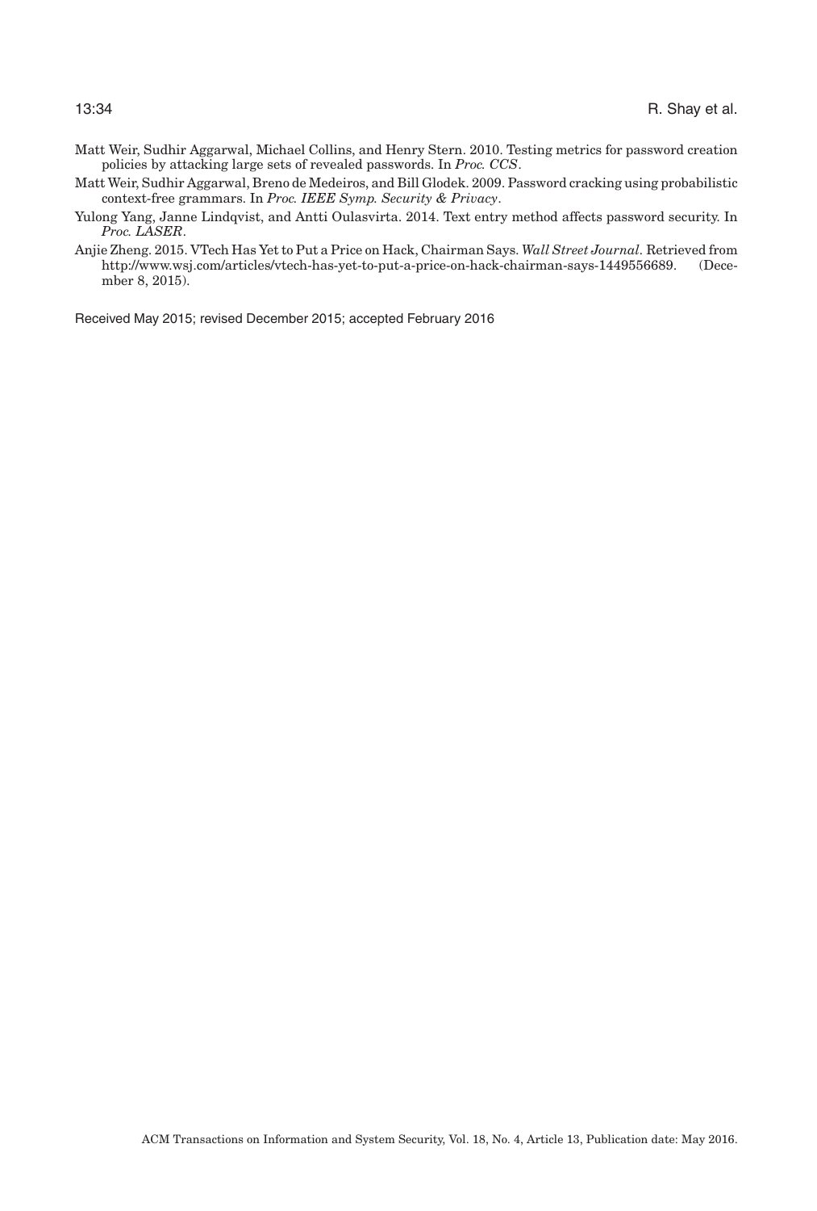Matt Weir, Sudhir Aggarwal, Michael Collins, and Henry Stern. 2010. Testing metrics for password creation policies by attacking large sets of revealed passwords. In *Proc. CCS*.

Matt Weir, Sudhir Aggarwal, Breno de Medeiros, and Bill Glodek. 2009. Password cracking using probabilistic context-free grammars. In *Proc. IEEE Symp. Security & Privacy*.

Yulong Yang, Janne Lindqvist, and Antti Oulasvirta. 2014. Text entry method affects password security. In *Proc. LASER*.

Anjie Zheng. 2015. VTech Has Yet to Put a Price on Hack, Chairman Says. *Wall Street Journal*. Retrieved from http://www.wsj.com/articles/vtech-has-yet-to-put-a-price-on-hack-chairman-says-1449556689. (December 8, 2015).

Received May 2015; revised December 2015; accepted February 2016